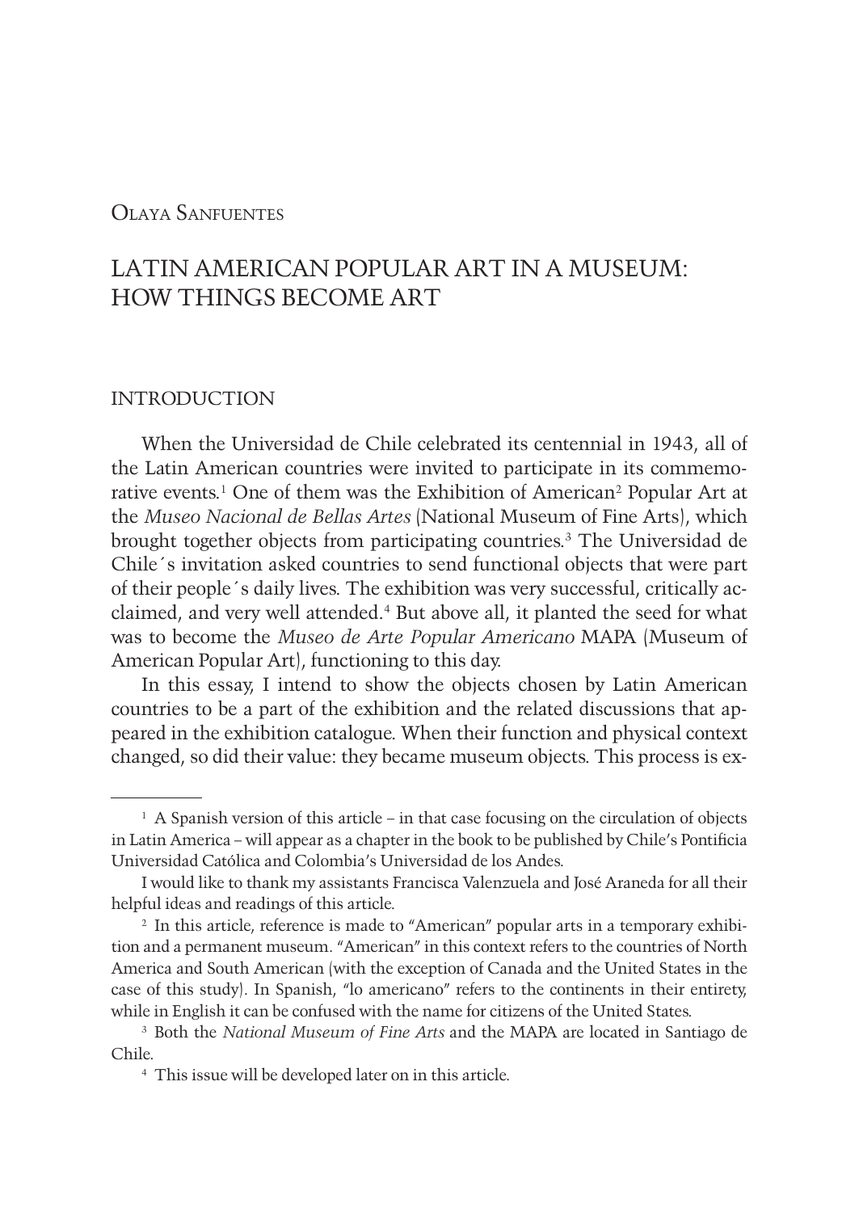Olaya Sanfuentes

# LATIN AMERICAN POPULAR ART IN A MUSEUM: HOW THINGS BECOME ART

## INTRODUCTION

When the Universidad de Chile celebrated its centennial in 1943, all of the Latin American countries were invited to participate in its commemorative events.[1] One of them was the Exhibition of American[2] Popular Art at the *Museo Nacional de Bellas Artes* (National Museum of Fine Arts), which brought together objects from participating countries.[3] The Universidad de Chile´s invitation asked countries to send functional objects that were part of their people´s daily lives. The exhibition was very successful, critically acclaimed, and very well attended.[4] But above all, it planted the seed for what was to become the *Museo de Arte Popular Americano* MAPA (Museum of American Popular Art), functioning to this day.

In this essay, I intend to show the objects chosen by Latin American countries to be a part of the exhibition and the related discussions that appeared in the exhibition catalogue. When their function and physical context changed, so did their value: they became museum objects. This process is ex-

---

[1] A Spanish version of this article – in that case focusing on the circulation of objects in Latin America – will appear as a chapter in the book to be published by Chile's Pontificia Universidad Católica and Colombia's Universidad de los Andes.

I would like to thank my assistants Francisca Valenzuela and José Araneda for all their helpful ideas and readings of this article.

[2] In this article, reference is made to "American" popular arts in a temporary exhibition and a permanent museum. "American" in this context refers to the countries of North America and South American (with the exception of Canada and the United States in the case of this study). In Spanish, "lo americano" refers to the continents in their entirety, while in English it can be confused with the name for citizens of the United States.

[3] Both the *National Museum of Fine Arts* and the MAPA are located in Santiago de Chile.

[4] This issue will be developed later on in this article.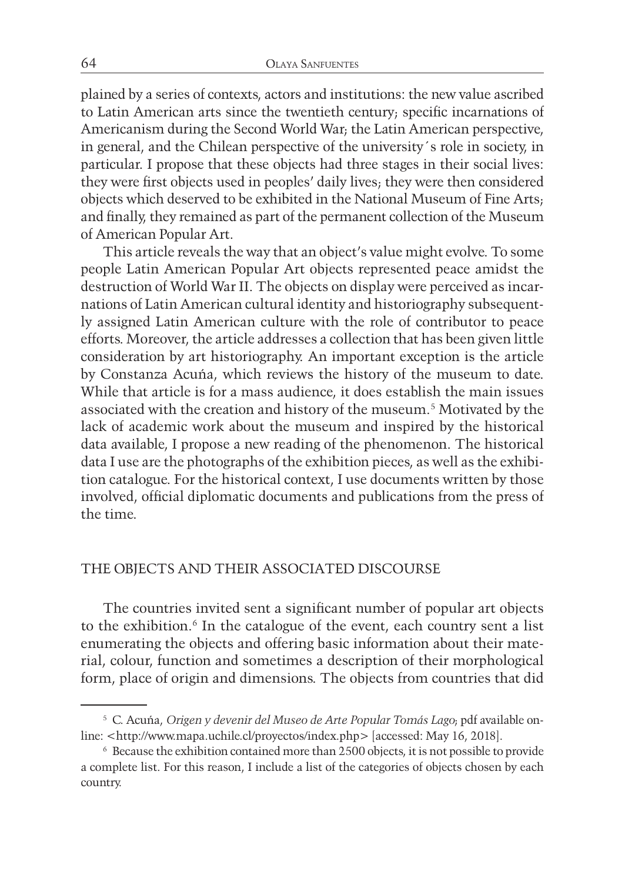plained by a series of contexts, actors and institutions: the new value ascribed to Latin American arts since the twentieth century; specific incarnations of Americanism during the Second World War; the Latin American perspective, in general, and the Chilean perspective of the university´s role in society, in particular. I propose that these objects had three stages in their social lives: they were first objects used in peoples' daily lives; they were then considered objects which deserved to be exhibited in the National Museum of Fine Arts; and finally, they remained as part of the permanent collection of the Museum of American Popular Art.

This article reveals the way that an object's value might evolve. To some people Latin American Popular Art objects represented peace amidst the destruction of World War II. The objects on display were perceived as incarnations of Latin American cultural identity and historiography subsequently assigned Latin American culture with the role of contributor to peace efforts. Moreover, the article addresses a collection that has been given little consideration by art historiography. An important exception is the article by Constanza Acuńa, which reviews the history of the museum to date. While that article is for a mass audience, it does establish the main issues associated with the creation and history of the museum.[5] Motivated by the lack of academic work about the museum and inspired by the historical data available, I propose a new reading of the phenomenon. The historical data I use are the photographs of the exhibition pieces, as well as the exhibition catalogue. For the historical context, I use documents written by those involved, official diplomatic documents and publications from the press of the time.

## THE OBJECTS AND THEIR ASSOCIATED DISCOURSE

The countries invited sent a significant number of popular art objects to the exhibition.[6] In the catalogue of the event, each country sent a list enumerating the objects and offering basic information about their material, colour, function and sometimes a description of their morphological form, place of origin and dimensions. The objects from countries that did

---

[5] C. Acuńa, *Origen y devenir del Museo de Arte Popular Tomás Lago*; pdf available online: <http://www.mapa.uchile.cl/proyectos/index.php> [accessed: May 16, 2018].

[6] Because the exhibition contained more than 2500 objects, it is not possible to provide a complete list. For this reason, I include a list of the categories of objects chosen by each country.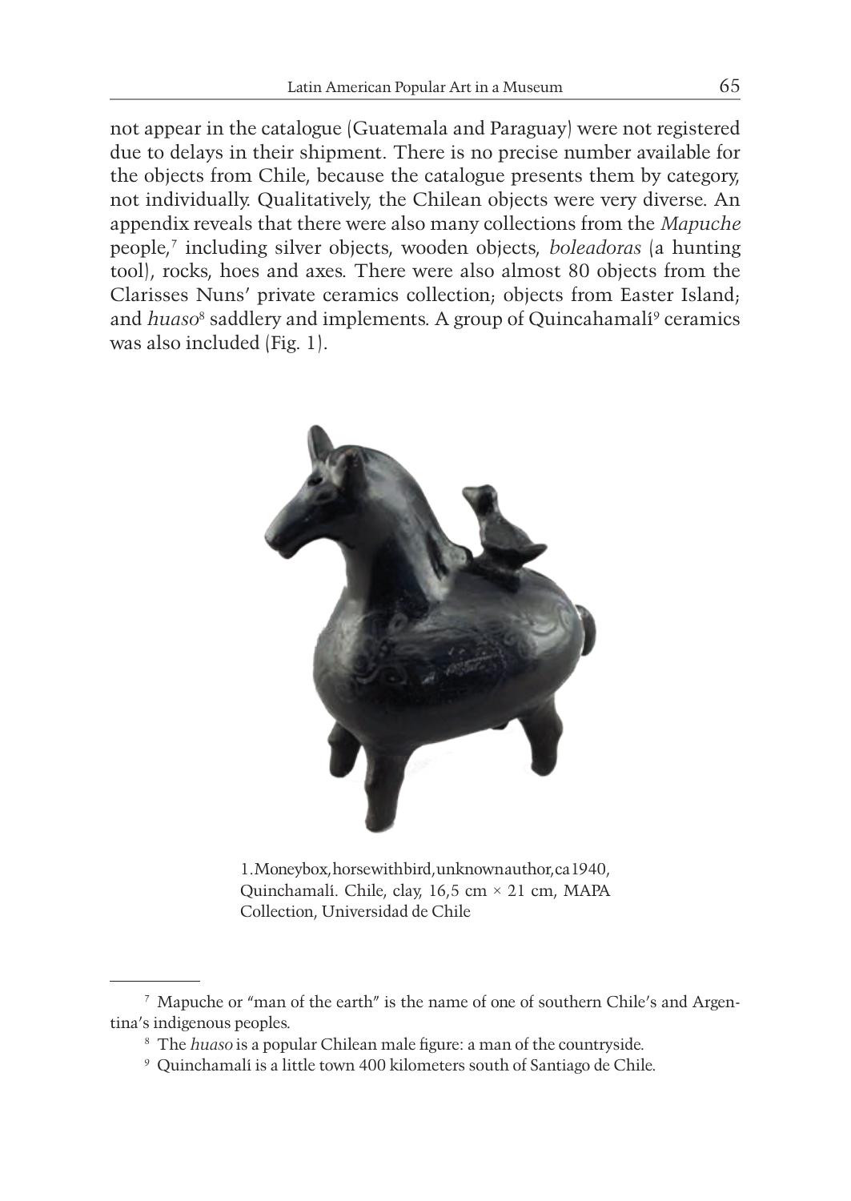not appear in the catalogue (Guatemala and Paraguay) were not registered due to delays in their shipment. There is no precise number available for the objects from Chile, because the catalogue presents them by category, not individually. Qualitatively, the Chilean objects were very diverse. An appendix reveals that there were also many collections from the *Mapuche* people,[7] including silver objects, wooden objects, *boleadoras* (a hunting tool), rocks, hoes and axes. There were also almost 80 objects from the Clarisses Nuns' private ceramics collection; objects from Easter Island; and *huaso*[8] saddlery and implements. A group of Quincahamalí[9] ceramics was also included (Fig. 1).

1. Moneybox, horse with bird, unknown author, ca 1940, Quinchamalí. Chile, clay, 16,5 cm × 21 cm, MAPA Collection, Universidad de Chile

[7] Mapuche or "man of the earth" is the name of one of southern Chile's and Argentina's indigenous peoples.

[8] The *huaso* is a popular Chilean male figure: a man of the countryside.

[9] Quinchamalí is a little town 400 kilometers south of Santiago de Chile.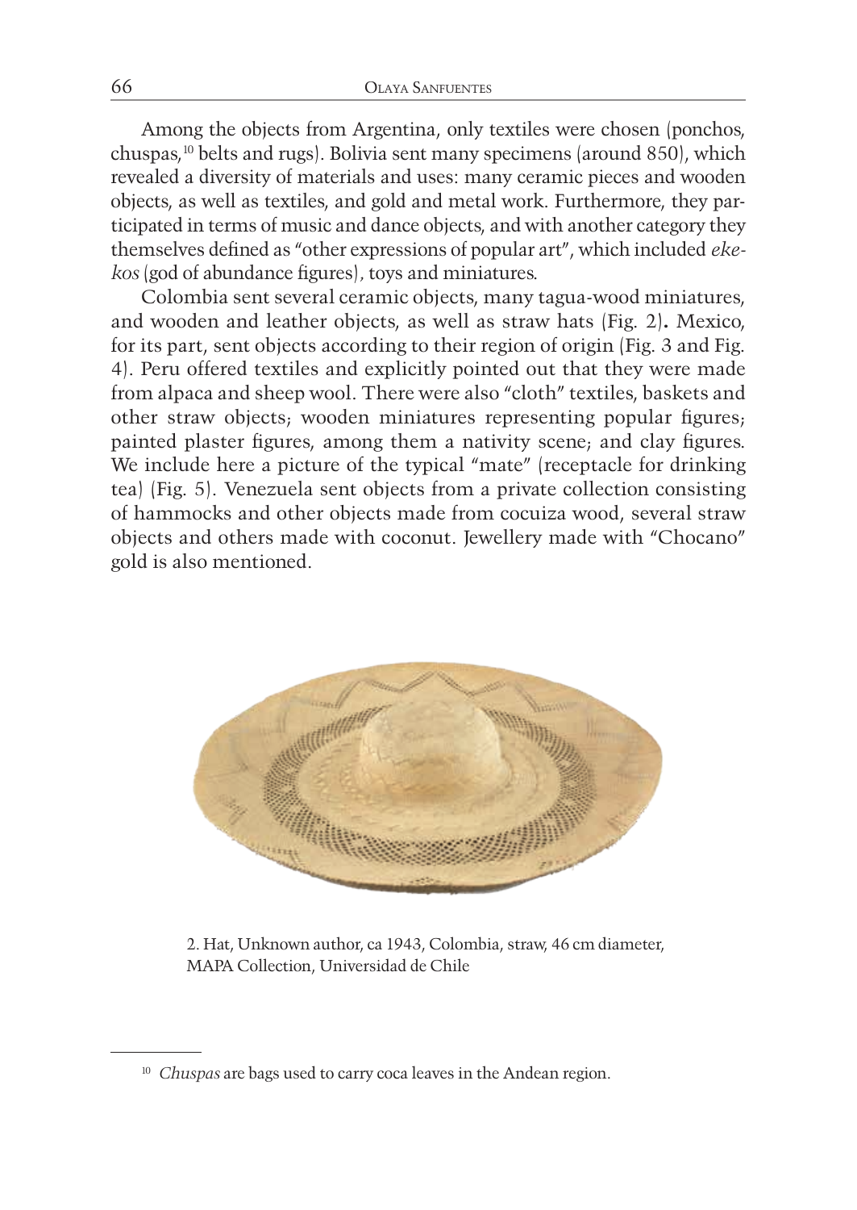Among the objects from Argentina, only textiles were chosen (ponchos, chuspas,[10] belts and rugs). Bolivia sent many specimens (around 850), which revealed a diversity of materials and uses: many ceramic pieces and wooden objects, as well as textiles, and gold and metal work. Furthermore, they participated in terms of music and dance objects, and with another category they themselves defined as "other expressions of popular art", which included *ekekos* (god of abundance figures), toys and miniatures.

Colombia sent several ceramic objects, many tagua-wood miniatures, and wooden and leather objects, as well as straw hats (Fig. 2)**.** Mexico, for its part, sent objects according to their region of origin (Fig. 3 and Fig. 4). Peru offered textiles and explicitly pointed out that they were made from alpaca and sheep wool. There were also "cloth" textiles, baskets and other straw objects; wooden miniatures representing popular figures; painted plaster figures, among them a nativity scene; and clay figures. We include here a picture of the typical "mate" (receptacle for drinking tea) (Fig. 5). Venezuela sent objects from a private collection consisting of hammocks and other objects made from cocuiza wood, several straw objects and others made with coconut. Jewellery made with "Chocano" gold is also mentioned.

2. Hat, Unknown author, ca 1943, Colombia, straw, 46 cm diameter, MAPA Collection, Universidad de Chile

---

[10] *Chuspas* are bags used to carry coca leaves in the Andean region.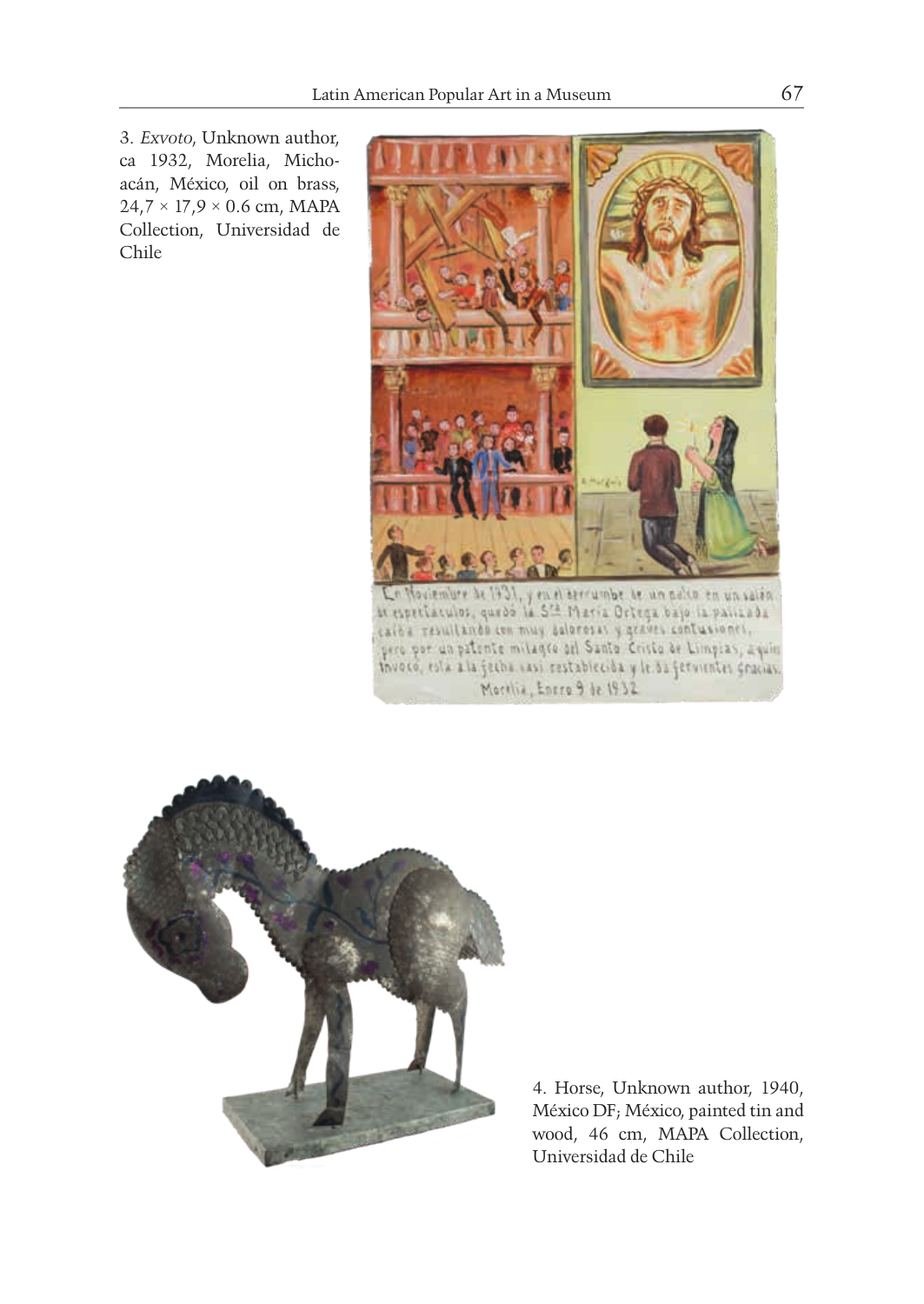3. *Exvoto*, Unknown author, ca 1932, Morelia, Michoacán, México, oil on brass, 24,7 × 17,9 × 0.6 cm, MAPA Collection, Universidad de Chile

4. Horse, Unknown author, 1940, México DF; México, painted tin and wood, 46 cm, MAPA Collection, Universidad de Chile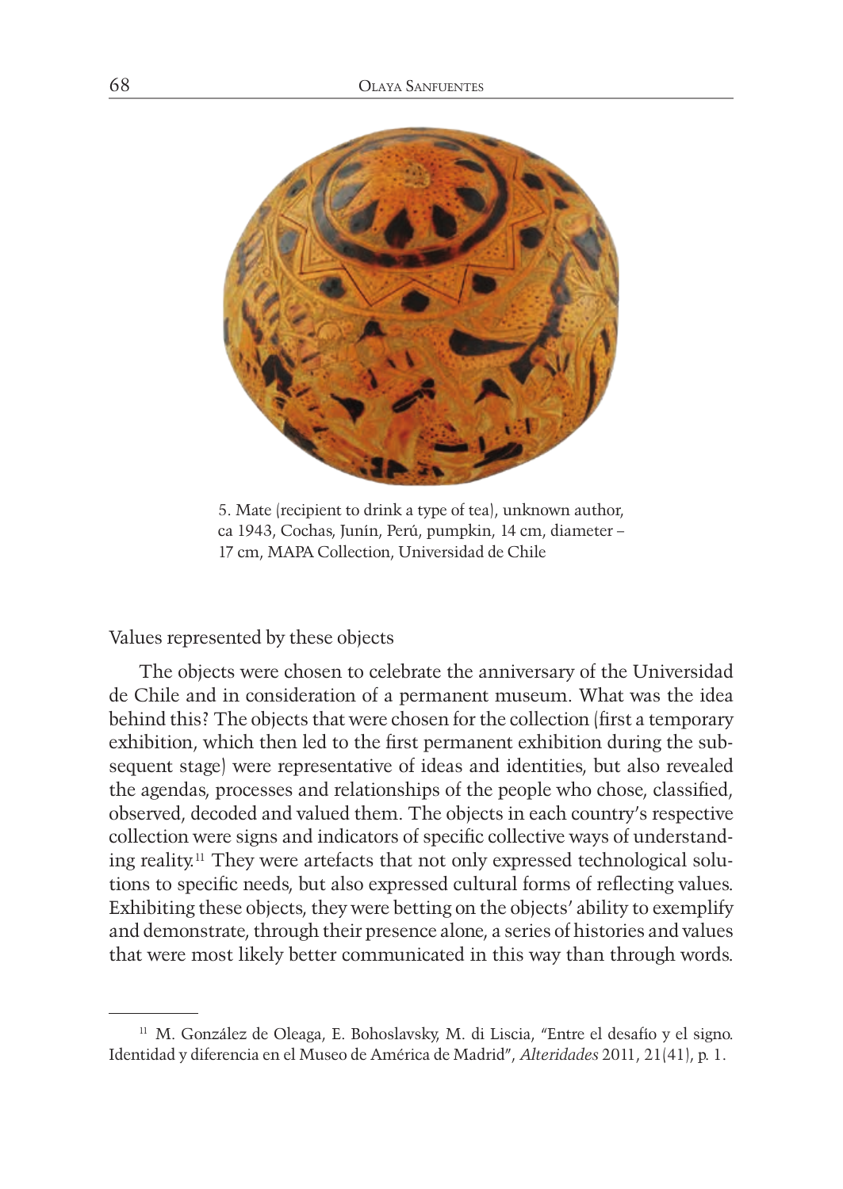5. Mate (recipient to drink a type of tea), unknown author, ca 1943, Cochas, Junín, Perú, pumpkin, 14 cm, diameter – 17 cm, MAPA Collection, Universidad de Chile

## Values represented by these objects

The objects were chosen to celebrate the anniversary of the Universidad de Chile and in consideration of a permanent museum. What was the idea behind this? The objects that were chosen for the collection (first a temporary exhibition, which then led to the first permanent exhibition during the subsequent stage) were representative of ideas and identities, but also revealed the agendas, processes and relationships of the people who chose, classified, observed, decoded and valued them. The objects in each country's respective collection were signs and indicators of specific collective ways of understanding reality.[11] They were artefacts that not only expressed technological solutions to specific needs, but also expressed cultural forms of reflecting values. Exhibiting these objects, they were betting on the objects' ability to exemplify and demonstrate, through their presence alone, a series of histories and values that were most likely better communicated in this way than through words.

---

[11] M. González de Oleaga, E. Bohoslavsky, M. di Liscia, "Entre el desafío y el signo. Identidad y diferencia en el Museo de América de Madrid", *Alteridades* 2011, 21(41), p. 1.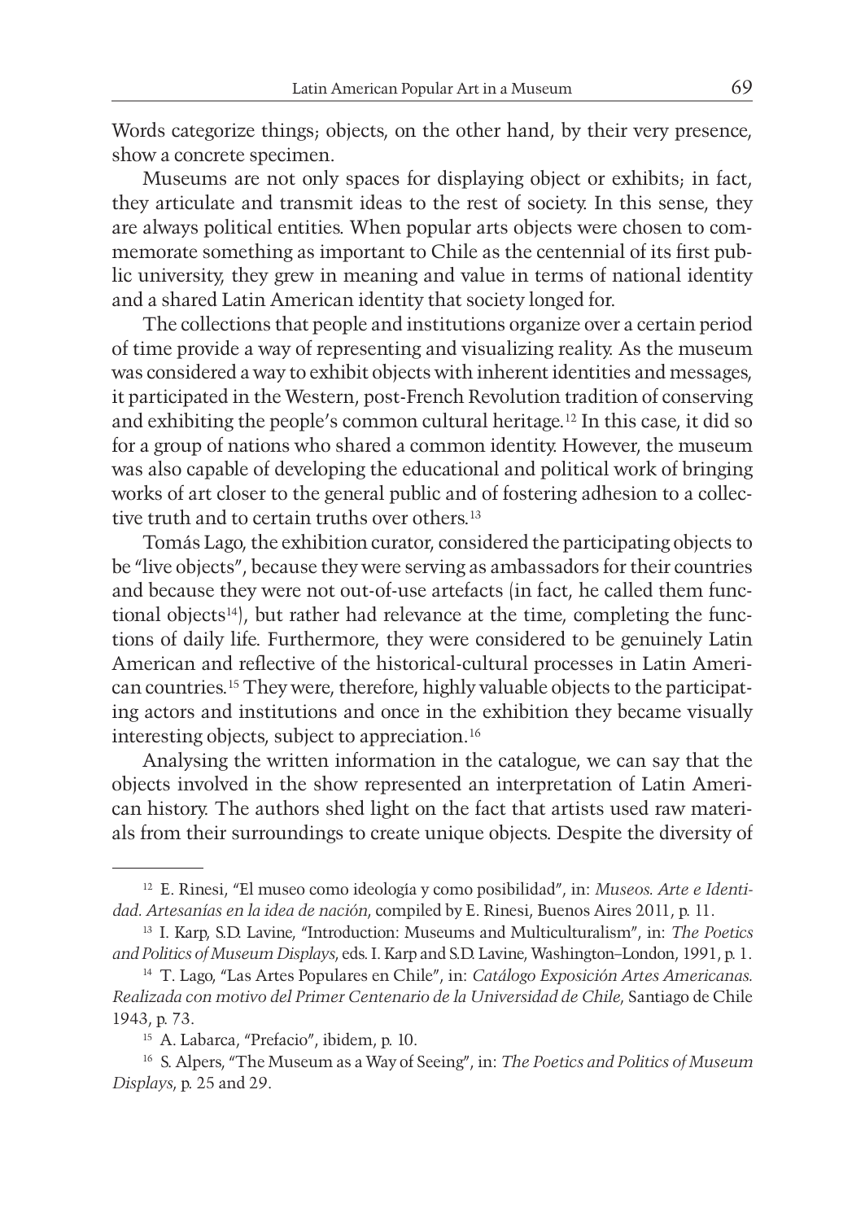Words categorize things; objects, on the other hand, by their very presence, show a concrete specimen.

Museums are not only spaces for displaying object or exhibits; in fact, they articulate and transmit ideas to the rest of society. In this sense, they are always political entities. When popular arts objects were chosen to commemorate something as important to Chile as the centennial of its first public university, they grew in meaning and value in terms of national identity and a shared Latin American identity that society longed for.

The collections that people and institutions organize over a certain period of time provide a way of representing and visualizing reality. As the museum was considered a way to exhibit objects with inherent identities and messages, it participated in the Western, post-French Revolution tradition of conserving and exhibiting the people's common cultural heritage.[12] In this case, it did so for a group of nations who shared a common identity. However, the museum was also capable of developing the educational and political work of bringing works of art closer to the general public and of fostering adhesion to a collective truth and to certain truths over others.[13]

Tomás Lago, the exhibition curator, considered the participating objects to be "live objects", because they were serving as ambassadors for their countries and because they were not out-of-use artefacts (in fact, he called them functional objects[14]), but rather had relevance at the time, completing the functions of daily life. Furthermore, they were considered to be genuinely Latin American and reflective of the historical-cultural processes in Latin American countries.[15] They were, therefore, highly valuable objects to the participating actors and institutions and once in the exhibition they became visually interesting objects, subject to appreciation.[16]

Analysing the written information in the catalogue, we can say that the objects involved in the show represented an interpretation of Latin American history. The authors shed light on the fact that artists used raw materials from their surroundings to create unique objects. Despite the diversity of

---

[12] E. Rinesi, "El museo como ideología y como posibilidad", in: *Museos. Arte e Identidad. Artesanías en la idea de nación*, compiled by E. Rinesi, Buenos Aires 2011, p. 11.

[13] I. Karp, S.D. Lavine, "Introduction: Museums and Multiculturalism", in: *The Poetics and Politics of Museum Displays*, eds. I. Karp and S.D. Lavine, Washington–London, 1991, p. 1.

[14] T. Lago, "Las Artes Populares en Chile", in: *Catálogo Exposición Artes Americanas. Realizada con motivo del Primer Centenario de la Universidad de Chile*, Santiago de Chile 1943, p. 73.

[15] A. Labarca, "Prefacio", ibidem, p. 10.

[16] S. Alpers, "The Museum as a Way of Seeing", in: *The Poetics and Politics of Museum Displays*, p. 25 and 29.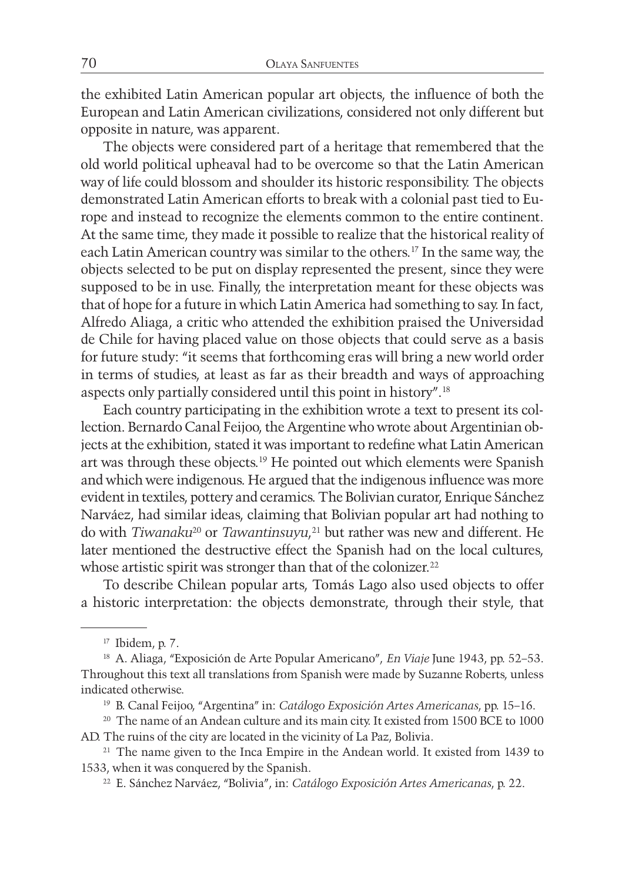the exhibited Latin American popular art objects, the influence of both the European and Latin American civilizations, considered not only different but opposite in nature, was apparent.

The objects were considered part of a heritage that remembered that the old world political upheaval had to be overcome so that the Latin American way of life could blossom and shoulder its historic responsibility. The objects demonstrated Latin American efforts to break with a colonial past tied to Europe and instead to recognize the elements common to the entire continent. At the same time, they made it possible to realize that the historical reality of each Latin American country was similar to the others.[17] In the same way, the objects selected to be put on display represented the present, since they were supposed to be in use. Finally, the interpretation meant for these objects was that of hope for a future in which Latin America had something to say. In fact, Alfredo Aliaga, a critic who attended the exhibition praised the Universidad de Chile for having placed value on those objects that could serve as a basis for future study: "it seems that forthcoming eras will bring a new world order in terms of studies, at least as far as their breadth and ways of approaching aspects only partially considered until this point in history".[18]

Each country participating in the exhibition wrote a text to present its collection. Bernardo Canal Feijoo, the Argentine who wrote about Argentinian objects at the exhibition, stated it was important to redefine what Latin American art was through these objects.[19] He pointed out which elements were Spanish and which were indigenous. He argued that the indigenous influence was more evident in textiles, pottery and ceramics. The Bolivian curator, Enrique Sánchez Narváez, had similar ideas, claiming that Bolivian popular art had nothing to do with *Tiwanaku*[20] or *Tawantinsuyu*,[21] but rather was new and different. He later mentioned the destructive effect the Spanish had on the local cultures, whose artistic spirit was stronger than that of the colonizer.[22]

To describe Chilean popular arts, Tomás Lago also used objects to offer a historic interpretation: the objects demonstrate, through their style, that

---

[17] Ibidem, p. 7.

[18] A. Aliaga, "Exposición de Arte Popular Americano", *En Viaje* June 1943, pp. 52–53. Throughout this text all translations from Spanish were made by Suzanne Roberts, unless indicated otherwise.

[19] B. Canal Feijoo, "Argentina" in: *Catálogo Exposición Artes Americanas*, pp. 15–16.

[20] The name of an Andean culture and its main city. It existed from 1500 BCE to 1000 AD. The ruins of the city are located in the vicinity of La Paz, Bolivia.

[21] The name given to the Inca Empire in the Andean world. It existed from 1439 to 1533, when it was conquered by the Spanish.

[22] E. Sánchez Narváez, "Bolivia", in: *Catálogo Exposición Artes Americanas*, p. 22.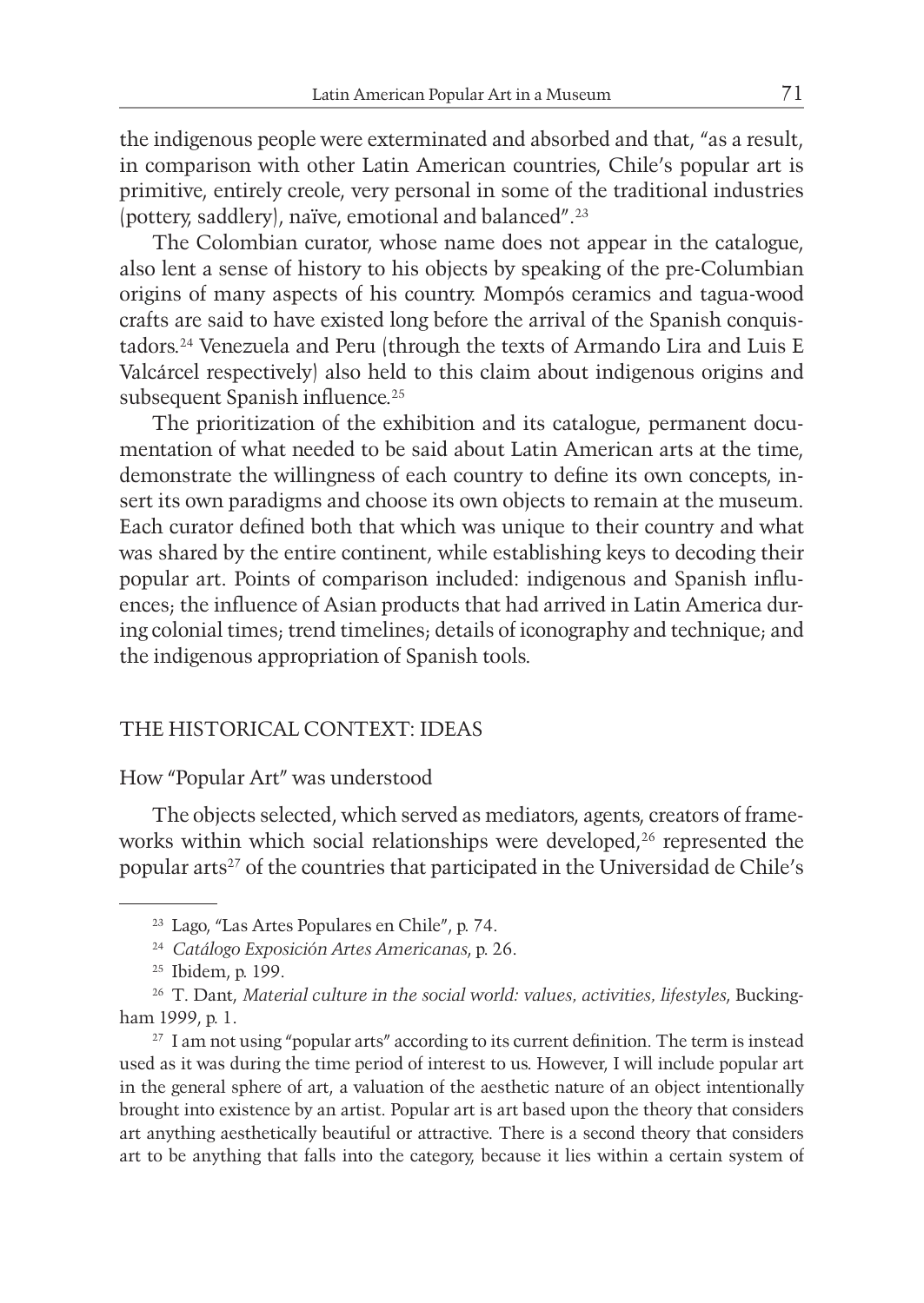the indigenous people were exterminated and absorbed and that, "as a result, in comparison with other Latin American countries, Chile's popular art is primitive, entirely creole, very personal in some of the traditional industries (pottery, saddlery), naïve, emotional and balanced".[23]

The Colombian curator, whose name does not appear in the catalogue, also lent a sense of history to his objects by speaking of the pre-Columbian origins of many aspects of his country. Mompós ceramics and tagua-wood crafts are said to have existed long before the arrival of the Spanish conquistadors.[24] Venezuela and Peru (through the texts of Armando Lira and Luis E Valcárcel respectively) also held to this claim about indigenous origins and subsequent Spanish influence.[25]

The prioritization of the exhibition and its catalogue, permanent documentation of what needed to be said about Latin American arts at the time, demonstrate the willingness of each country to define its own concepts, insert its own paradigms and choose its own objects to remain at the museum. Each curator defined both that which was unique to their country and what was shared by the entire continent, while establishing keys to decoding their popular art. Points of comparison included: indigenous and Spanish influences; the influence of Asian products that had arrived in Latin America during colonial times; trend timelines; details of iconography and technique; and the indigenous appropriation of Spanish tools.

## THE HISTORICAL CONTEXT: IDEAS

### How "Popular Art" was understood

The objects selected, which served as mediators, agents, creators of frameworks within which social relationships were developed,[26] represented the popular arts[27] of the countries that participated in the Universidad de Chile's

---

[23] Lago, "Las Artes Populares en Chile", p. 74.

[24] *Catálogo Exposición Artes Americanas*, p. 26.

[25] Ibidem, p. 199.

[26] T. Dant, *Material culture in the social world: values, activities, lifestyles*, Buckingham 1999, p. 1.

[27] I am not using "popular arts" according to its current definition. The term is instead used as it was during the time period of interest to us. However, I will include popular art in the general sphere of art, a valuation of the aesthetic nature of an object intentionally brought into existence by an artist. Popular art is art based upon the theory that considers art anything aesthetically beautiful or attractive. There is a second theory that considers art to be anything that falls into the category, because it lies within a certain system of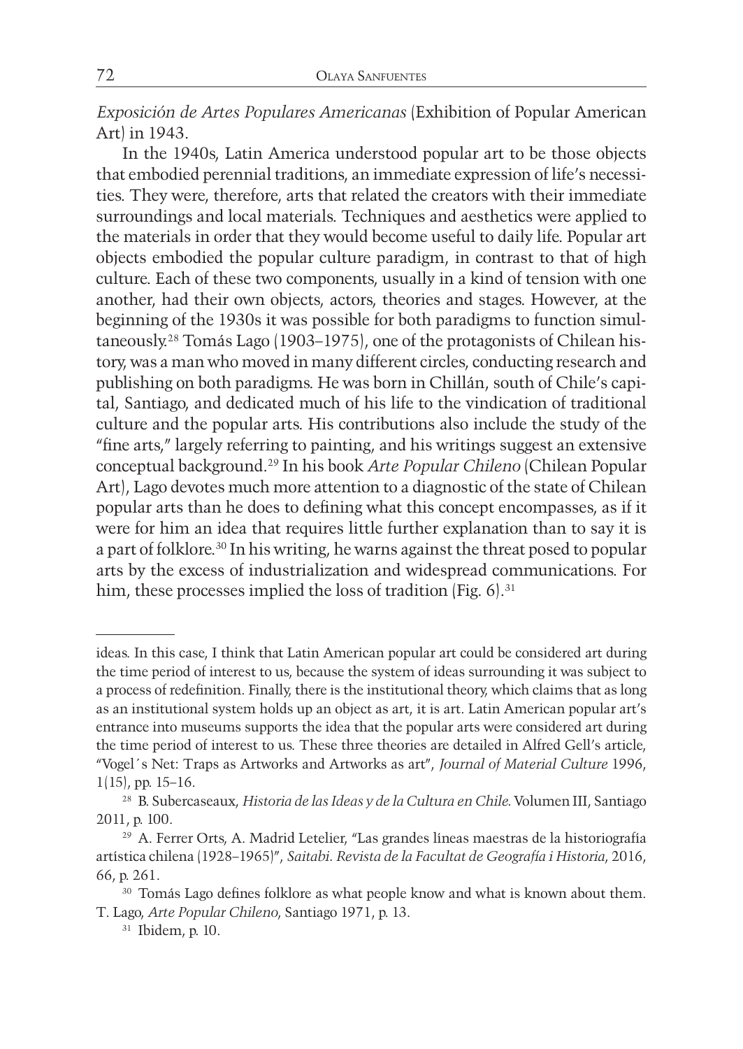*Exposición de Artes Populares Americanas* (Exhibition of Popular American Art) in 1943.

In the 1940s, Latin America understood popular art to be those objects that embodied perennial traditions, an immediate expression of life's necessities. They were, therefore, arts that related the creators with their immediate surroundings and local materials. Techniques and aesthetics were applied to the materials in order that they would become useful to daily life. Popular art objects embodied the popular culture paradigm, in contrast to that of high culture. Each of these two components, usually in a kind of tension with one another, had their own objects, actors, theories and stages. However, at the beginning of the 1930s it was possible for both paradigms to function simultaneously.[28] Tomás Lago (1903–1975), one of the protagonists of Chilean history, was a man who moved in many different circles, conducting research and publishing on both paradigms. He was born in Chillán, south of Chile's capital, Santiago, and dedicated much of his life to the vindication of traditional culture and the popular arts. His contributions also include the study of the "fine arts," largely referring to painting, and his writings suggest an extensive conceptual background.[29] In his book *Arte Popular Chileno* (Chilean Popular Art), Lago devotes much more attention to a diagnostic of the state of Chilean popular arts than he does to defining what this concept encompasses, as if it were for him an idea that requires little further explanation than to say it is a part of folklore.[30] In his writing, he warns against the threat posed to popular arts by the excess of industrialization and widespread communications. For him, these processes implied the loss of tradition (Fig. 6).[31]

---

ideas. In this case, I think that Latin American popular art could be considered art during the time period of interest to us, because the system of ideas surrounding it was subject to a process of redefinition. Finally, there is the institutional theory, which claims that as long as an institutional system holds up an object as art, it is art. Latin American popular art's entrance into museums supports the idea that the popular arts were considered art during the time period of interest to us. These three theories are detailed in Alfred Gell's article, "Vogel´s Net: Traps as Artworks and Artworks as art", *Journal of Material Culture* 1996, 1(15), pp. 15–16.

[28] B. Subercaseaux, *Historia de las Ideas y de la Cultura en Chile.* Volumen III, Santiago 2011, p. 100.

[29] A. Ferrer Orts, A. Madrid Letelier, "Las grandes líneas maestras de la historiografía artística chilena (1928–1965)", *Saitabi. Revista de la Facultat de Geografía i Historia*, 2016, 66, p. 261.

[30] Tomás Lago defines folklore as what people know and what is known about them. T. Lago, *Arte Popular Chileno*, Santiago 1971, p. 13.

[31] Ibidem, p. 10.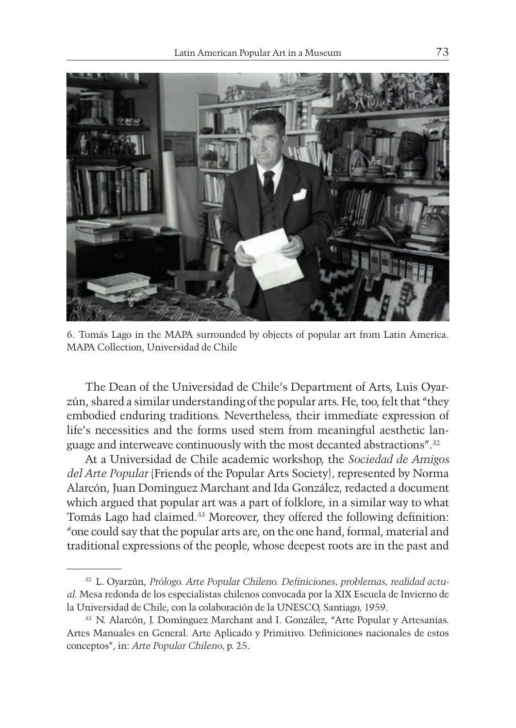6. Tomás Lago in the MAPA surrounded by objects of popular art from Latin America. MAPA Collection, Universidad de Chile

The Dean of the Universidad de Chile's Department of Arts, Luis Oyarzún, shared a similar understanding of the popular arts. He, too, felt that "they embodied enduring traditions. Nevertheless, their immediate expression of life's necessities and the forms used stem from meaningful aesthetic language and interweave continuously with the most decanted abstractions".[32]

At a Universidad de Chile academic workshop, the *Sociedad de Amigos del Arte Popular* (Friends of the Popular Arts Society), represented by Norma Alarcón, Juan Domínguez Marchant and Ida González, redacted a document which argued that popular art was a part of folklore, in a similar way to what Tomás Lago had claimed.[33] Moreover, they offered the following definition: "one could say that the popular arts are, on the one hand, formal, material and traditional expressions of the people, whose deepest roots are in the past and

---

[32] L. Oyarzún, *Prólogo. Arte Popular Chileno. Definiciones, problemas, realidad actual.* Mesa redonda de los especialistas chilenos convocada por la XIX Escuela de Invierno de la Universidad de Chile, con la colaboración de la UNESCO, Santiago, 1959.

[33] N. Alarcón, J. Domínguez Marchant and I. González, "Arte Popular y Artesanías. Artes Manuales en General. Arte Aplicado y Primitivo. Definiciones nacionales de estos conceptos", in: *Arte Popular Chileno*, p. 25.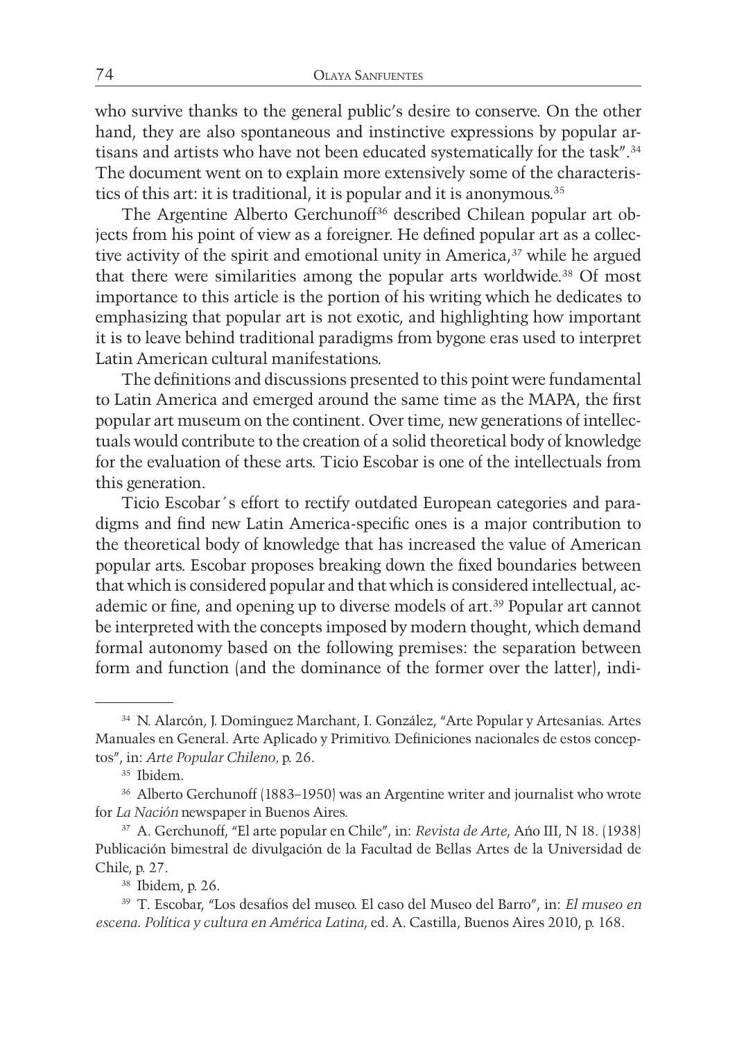who survive thanks to the general public's desire to conserve. On the other hand, they are also spontaneous and instinctive expressions by popular artisans and artists who have not been educated systematically for the task".[34] The document went on to explain more extensively some of the characteristics of this art: it is traditional, it is popular and it is anonymous.[35]

The Argentine Alberto Gerchunoff[36] described Chilean popular art objects from his point of view as a foreigner. He defined popular art as a collective activity of the spirit and emotional unity in America,[37] while he argued that there were similarities among the popular arts worldwide.[38] Of most importance to this article is the portion of his writing which he dedicates to emphasizing that popular art is not exotic, and highlighting how important it is to leave behind traditional paradigms from bygone eras used to interpret Latin American cultural manifestations.

The definitions and discussions presented to this point were fundamental to Latin America and emerged around the same time as the MAPA, the first popular art museum on the continent. Over time, new generations of intellectuals would contribute to the creation of a solid theoretical body of knowledge for the evaluation of these arts. Ticio Escobar is one of the intellectuals from this generation.

Ticio Escobar´s effort to rectify outdated European categories and paradigms and find new Latin America-specific ones is a major contribution to the theoretical body of knowledge that has increased the value of American popular arts. Escobar proposes breaking down the fixed boundaries between that which is considered popular and that which is considered intellectual, academic or fine, and opening up to diverse models of art.[39] Popular art cannot be interpreted with the concepts imposed by modern thought, which demand formal autonomy based on the following premises: the separation between form and function (and the dominance of the former over the latter), indi-

---

[34] N. Alarcón, J. Domínguez Marchant, I. González, "Arte Popular y Artesanías. Artes Manuales en General. Arte Aplicado y Primitivo. Definiciones nacionales de estos conceptos", in: *Arte Popular Chileno*, p. 26.

[35] Ibidem.

[36] Alberto Gerchunoff (1883–1950) was an Argentine writer and journalist who wrote for *La Nación* newspaper in Buenos Aires.

[37] A. Gerchunoff, "El arte popular en Chile", in: *Revista de Arte*, Ańo III, N 18. (1938) Publicación bimestral de divulgación de la Facultad de Bellas Artes de la Universidad de Chile, p. 27.

[38] Ibidem, p. 26.

[39] T. Escobar, "Los desafíos del museo. El caso del Museo del Barro", in: *El museo en escena. Política y cultura en América Latina*, ed. A. Castilla, Buenos Aires 2010, p. 168.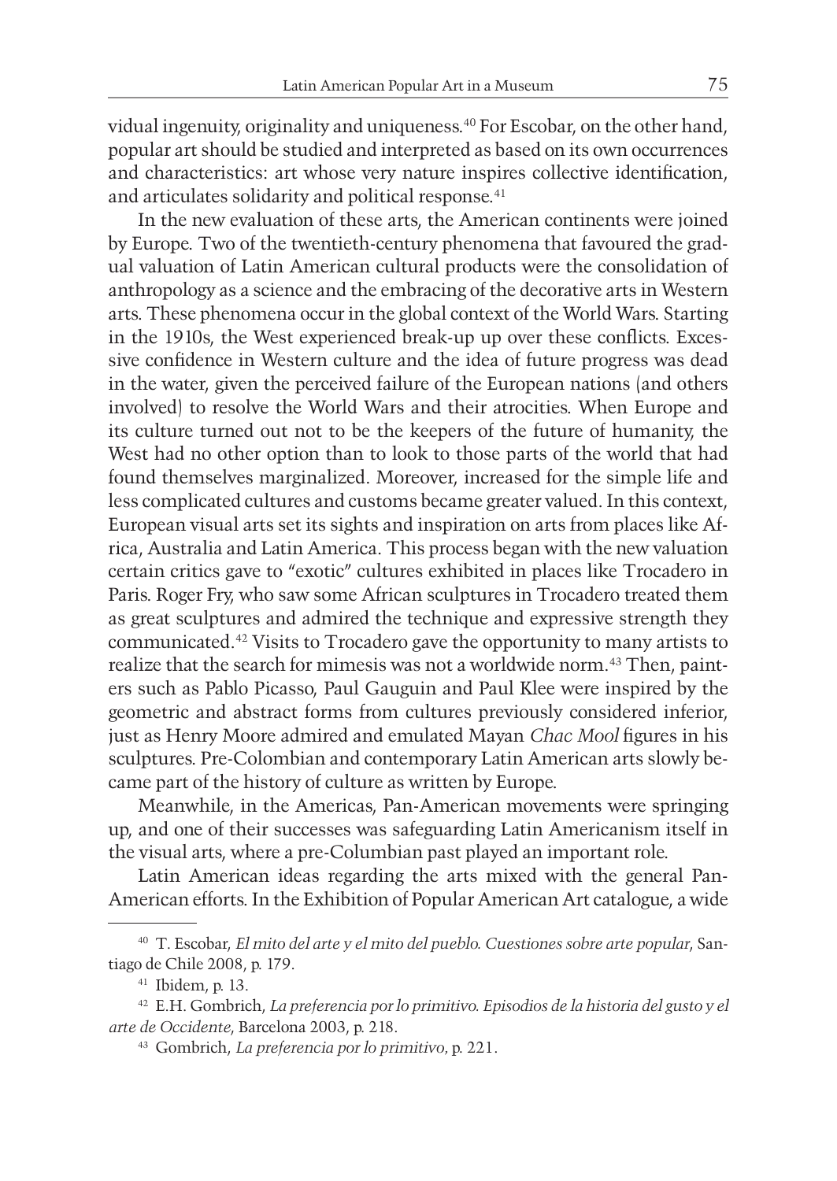vidual ingenuity, originality and uniqueness.[40] For Escobar, on the other hand, popular art should be studied and interpreted as based on its own occurrences and characteristics: art whose very nature inspires collective identification, and articulates solidarity and political response.[41]

In the new evaluation of these arts, the American continents were joined by Europe. Two of the twentieth-century phenomena that favoured the gradual valuation of Latin American cultural products were the consolidation of anthropology as a science and the embracing of the decorative arts in Western arts. These phenomena occur in the global context of the World Wars. Starting in the 1910s, the West experienced break-up up over these conflicts. Excessive confidence in Western culture and the idea of future progress was dead in the water, given the perceived failure of the European nations (and others involved) to resolve the World Wars and their atrocities. When Europe and its culture turned out not to be the keepers of the future of humanity, the West had no other option than to look to those parts of the world that had found themselves marginalized. Moreover, increased for the simple life and less complicated cultures and customs became greater valued. In this context, European visual arts set its sights and inspiration on arts from places like Africa, Australia and Latin America. This process began with the new valuation certain critics gave to "exotic" cultures exhibited in places like Trocadero in Paris. Roger Fry, who saw some African sculptures in Trocadero treated them as great sculptures and admired the technique and expressive strength they communicated.[42] Visits to Trocadero gave the opportunity to many artists to realize that the search for mimesis was not a worldwide norm.[43] Then, painters such as Pablo Picasso, Paul Gauguin and Paul Klee were inspired by the geometric and abstract forms from cultures previously considered inferior, just as Henry Moore admired and emulated Mayan *Chac Mool* figures in his sculptures. Pre-Colombian and contemporary Latin American arts slowly became part of the history of culture as written by Europe.

Meanwhile, in the Americas, Pan-American movements were springing up, and one of their successes was safeguarding Latin Americanism itself in the visual arts, where a pre-Columbian past played an important role.

Latin American ideas regarding the arts mixed with the general Pan-American efforts. In the Exhibition of Popular American Art catalogue, a wide

---

[40] T. Escobar, *El mito del arte y el mito del pueblo. Cuestiones sobre arte popular*, Santiago de Chile 2008, p. 179.

[41] Ibidem, p. 13.

[42] E.H. Gombrich, *La preferencia por lo primitivo. Episodios de la historia del gusto y el arte de Occidente*, Barcelona 2003, p. 218.

[43] Gombrich, *La preferencia por lo primitivo*, p. 221.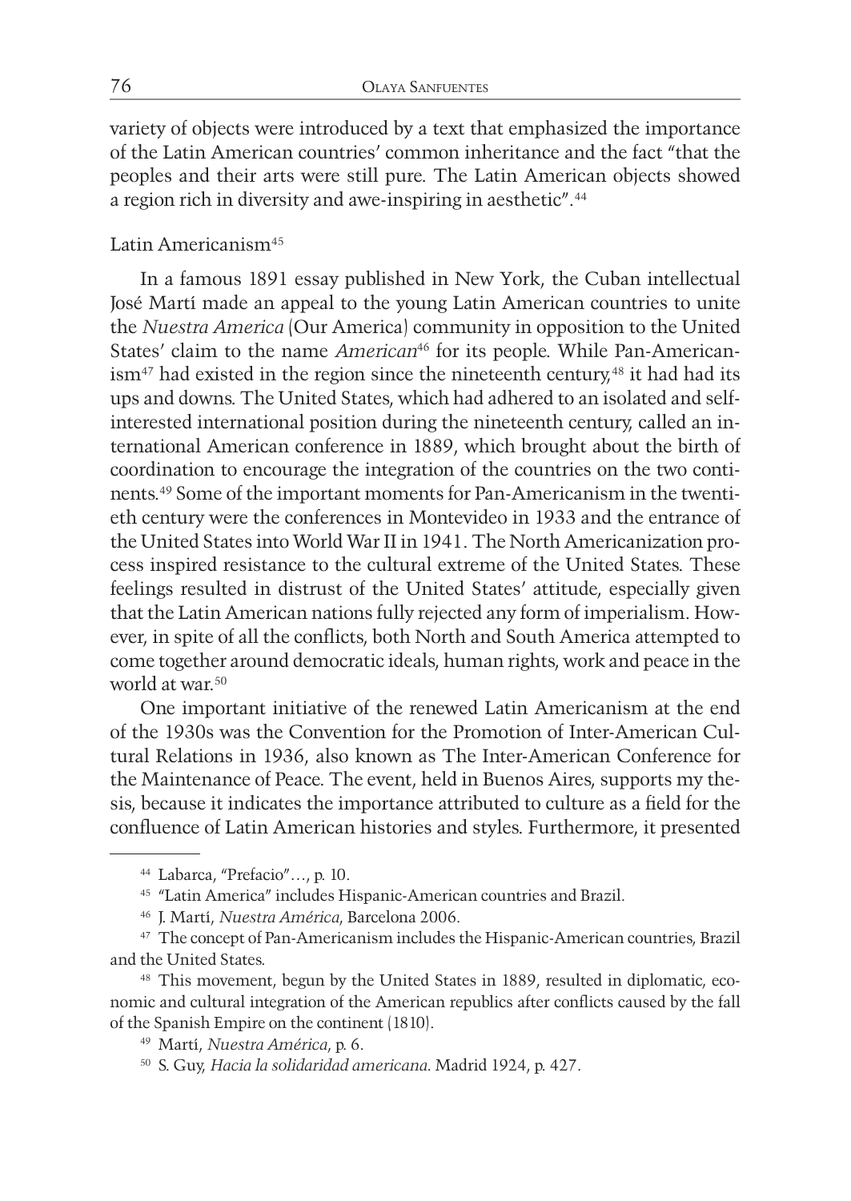variety of objects were introduced by a text that emphasized the importance of the Latin American countries' common inheritance and the fact "that the peoples and their arts were still pure. The Latin American objects showed a region rich in diversity and awe-inspiring in aesthetic".[44]

## Latin Americanism[45]

In a famous 1891 essay published in New York, the Cuban intellectual José Martí made an appeal to the young Latin American countries to unite the *Nuestra America* (Our America) community in opposition to the United States' claim to the name *American*[46] for its people. While Pan-Americanism[47] had existed in the region since the nineteenth century,[48] it had had its ups and downs. The United States, which had adhered to an isolated and self-interested international position during the nineteenth century, called an international American conference in 1889, which brought about the birth of coordination to encourage the integration of the countries on the two continents.[49] Some of the important moments for Pan-Americanism in the twentieth century were the conferences in Montevideo in 1933 and the entrance of the United States into World War II in 1941. The North Americanization process inspired resistance to the cultural extreme of the United States. These feelings resulted in distrust of the United States' attitude, especially given that the Latin American nations fully rejected any form of imperialism. However, in spite of all the conflicts, both North and South America attempted to come together around democratic ideals, human rights, work and peace in the world at war.[50]

One important initiative of the renewed Latin Americanism at the end of the 1930s was the Convention for the Promotion of Inter-American Cultural Relations in 1936, also known as The Inter-American Conference for the Maintenance of Peace. The event, held in Buenos Aires, supports my thesis, because it indicates the importance attributed to culture as a field for the confluence of Latin American histories and styles. Furthermore, it presented

---

[44] Labarca, "Prefacio"…, p. 10.

[45] "Latin America" includes Hispanic-American countries and Brazil.

[46] J. Martí, *Nuestra América*, Barcelona 2006.

[47] The concept of Pan-Americanism includes the Hispanic-American countries, Brazil and the United States.

[48] This movement, begun by the United States in 1889, resulted in diplomatic, economic and cultural integration of the American republics after conflicts caused by the fall of the Spanish Empire on the continent (1810).

[49] Martí, *Nuestra América*, p. 6.

[50] S. Guy, *Hacia la solidaridad americana*. Madrid 1924, p. 427.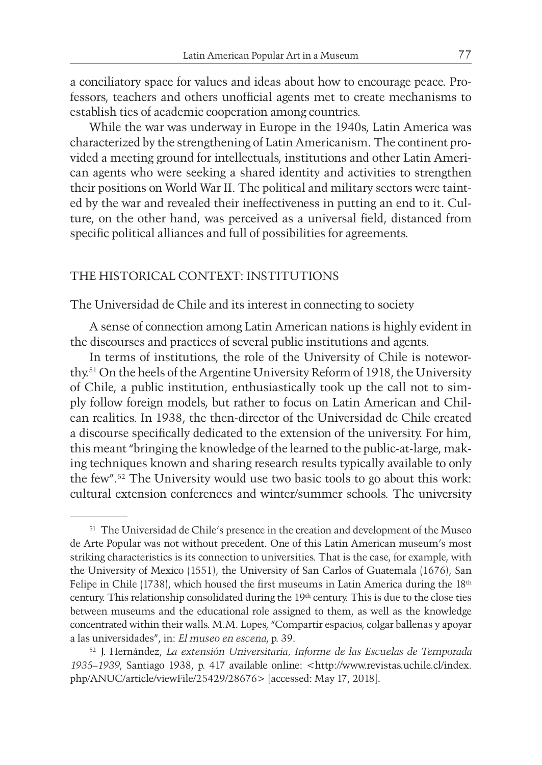a conciliatory space for values and ideas about how to encourage peace. Professors, teachers and others unofficial agents met to create mechanisms to establish ties of academic cooperation among countries.

While the war was underway in Europe in the 1940s, Latin America was characterized by the strengthening of Latin Americanism. The continent provided a meeting ground for intellectuals, institutions and other Latin American agents who were seeking a shared identity and activities to strengthen their positions on World War II. The political and military sectors were tainted by the war and revealed their ineffectiveness in putting an end to it. Culture, on the other hand, was perceived as a universal field, distanced from specific political alliances and full of possibilities for agreements.

## THE HISTORICAL CONTEXT: INSTITUTIONS

### The Universidad de Chile and its interest in connecting to society

A sense of connection among Latin American nations is highly evident in the discourses and practices of several public institutions and agents.

In terms of institutions, the role of the University of Chile is noteworthy.[51] On the heels of the Argentine University Reform of 1918, the University of Chile, a public institution, enthusiastically took up the call not to simply follow foreign models, but rather to focus on Latin American and Chilean realities. In 1938, the then-director of the Universidad de Chile created a discourse specifically dedicated to the extension of the university. For him, this meant "bringing the knowledge of the learned to the public-at-large, making techniques known and sharing research results typically available to only the few".[52] The University would use two basic tools to go about this work: cultural extension conferences and winter/summer schools. The university

---

[51] The Universidad de Chile's presence in the creation and development of the Museo de Arte Popular was not without precedent. One of this Latin American museum's most striking characteristics is its connection to universities. That is the case, for example, with the University of Mexico (1551), the University of San Carlos of Guatemala (1676), San Felipe in Chile (1738), which housed the first museums in Latin America during the 18th century. This relationship consolidated during the 19th century. This is due to the close ties between museums and the educational role assigned to them, as well as the knowledge concentrated within their walls. M.M. Lopes, "Compartir espacios, colgar ballenas y apoyar a las universidades", in: *El museo en escena*, p. 39.

[52] J. Hernández, *La extensión Universitaria, Informe de las Escuelas de Temporada 1935–1939*, Santiago 1938, p. 417 available online: <http://www.revistas.uchile.cl/index.php/ANUC/article/viewFile/25429/28676> [accessed: May 17, 2018].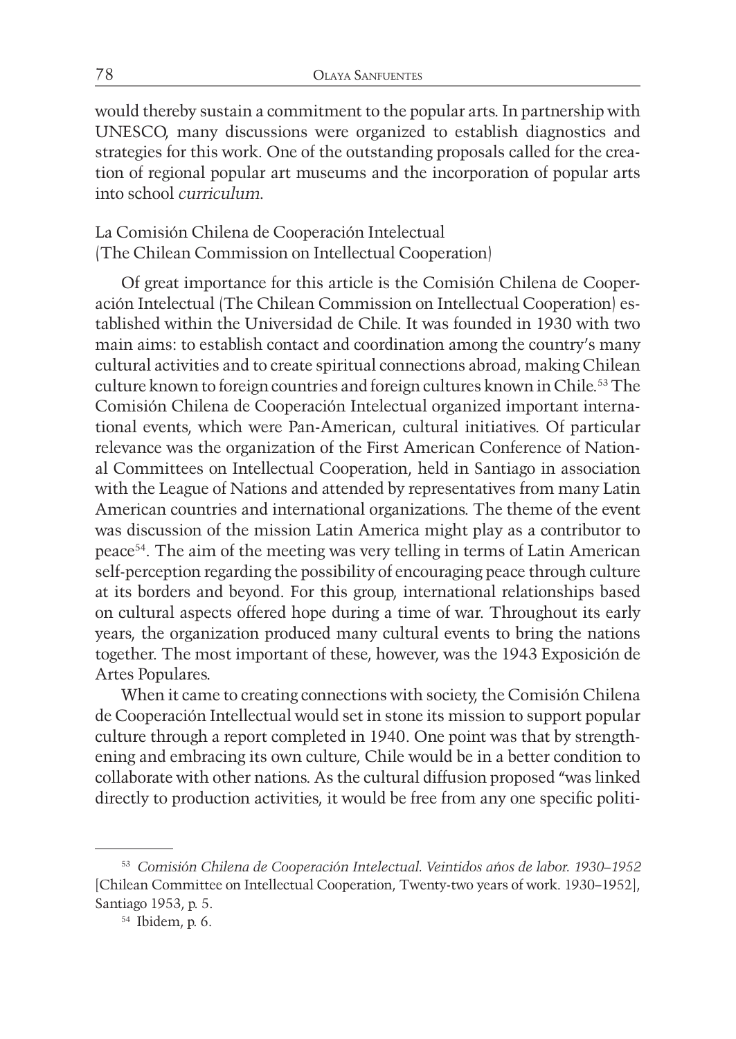would thereby sustain a commitment to the popular arts. In partnership with UNESCO, many discussions were organized to establish diagnostics and strategies for this work. One of the outstanding proposals called for the creation of regional popular art museums and the incorporation of popular arts into school *curriculum*.

## La Comisión Chilena de Cooperación Intelectual (The Chilean Commission on Intellectual Cooperation)

Of great importance for this article is the Comisión Chilena de Cooperación Intelectual (The Chilean Commission on Intellectual Cooperation) established within the Universidad de Chile. It was founded in 1930 with two main aims: to establish contact and coordination among the country's many cultural activities and to create spiritual connections abroad, making Chilean culture known to foreign countries and foreign cultures known in Chile.[53] The Comisión Chilena de Cooperación Intelectual organized important international events, which were Pan-American, cultural initiatives. Of particular relevance was the organization of the First American Conference of National Committees on Intellectual Cooperation, held in Santiago in association with the League of Nations and attended by representatives from many Latin American countries and international organizations. The theme of the event was discussion of the mission Latin America might play as a contributor to peace[54]. The aim of the meeting was very telling in terms of Latin American self-perception regarding the possibility of encouraging peace through culture at its borders and beyond. For this group, international relationships based on cultural aspects offered hope during a time of war. Throughout its early years, the organization produced many cultural events to bring the nations together. The most important of these, however, was the 1943 Exposición de Artes Populares.

When it came to creating connections with society, the Comisión Chilena de Cooperación Intellectual would set in stone its mission to support popular culture through a report completed in 1940. One point was that by strengthening and embracing its own culture, Chile would be in a better condition to collaborate with other nations. As the cultural diffusion proposed "was linked directly to production activities, it would be free from any one specific politi-

---

[53] *Comisión Chilena de Cooperación Intelectual. Veintidos años de labor. 1930–1952* [Chilean Committee on Intellectual Cooperation, Twenty-two years of work. 1930–1952], Santiago 1953, p. 5.

[54] Ibidem, p. 6.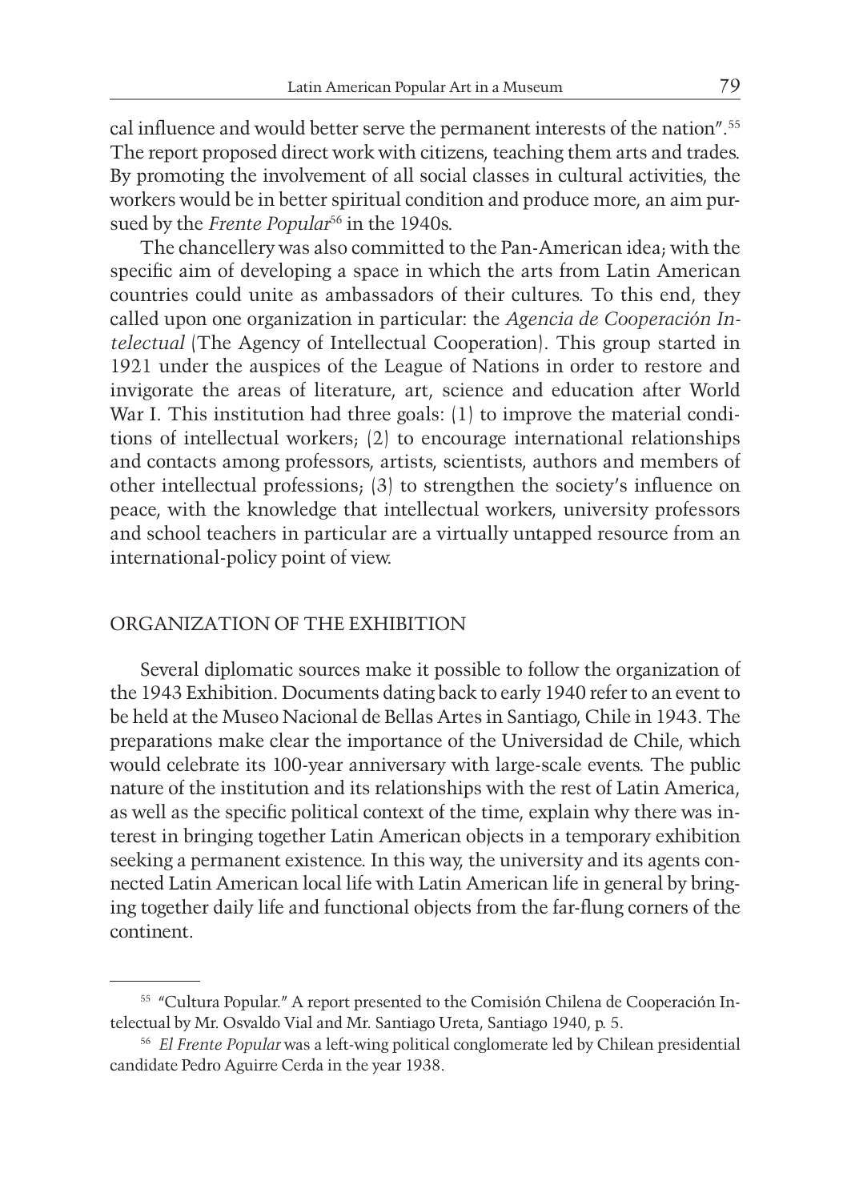cal influence and would better serve the permanent interests of the nation".[55] The report proposed direct work with citizens, teaching them arts and trades. By promoting the involvement of all social classes in cultural activities, the workers would be in better spiritual condition and produce more, an aim pursued by the *Frente Popular*[56] in the 1940s.

The chancellery was also committed to the Pan-American idea; with the specific aim of developing a space in which the arts from Latin American countries could unite as ambassadors of their cultures. To this end, they called upon one organization in particular: the *Agencia de Cooperación Intelectual* (The Agency of Intellectual Cooperation). This group started in 1921 under the auspices of the League of Nations in order to restore and invigorate the areas of literature, art, science and education after World War I. This institution had three goals: (1) to improve the material conditions of intellectual workers; (2) to encourage international relationships and contacts among professors, artists, scientists, authors and members of other intellectual professions; (3) to strengthen the society's influence on peace, with the knowledge that intellectual workers, university professors and school teachers in particular are a virtually untapped resource from an international-policy point of view.

## ORGANIZATION OF THE EXHIBITION

Several diplomatic sources make it possible to follow the organization of the 1943 Exhibition. Documents dating back to early 1940 refer to an event to be held at the Museo Nacional de Bellas Artes in Santiago, Chile in 1943. The preparations make clear the importance of the Universidad de Chile, which would celebrate its 100-year anniversary with large-scale events. The public nature of the institution and its relationships with the rest of Latin America, as well as the specific political context of the time, explain why there was interest in bringing together Latin American objects in a temporary exhibition seeking a permanent existence. In this way, the university and its agents connected Latin American local life with Latin American life in general by bringing together daily life and functional objects from the far-flung corners of the continent.

---

[55] "Cultura Popular." A report presented to the Comisión Chilena de Cooperación Intelectual by Mr. Osvaldo Vial and Mr. Santiago Ureta, Santiago 1940, p. 5.

[56] *El Frente Popular* was a left-wing political conglomerate led by Chilean presidential candidate Pedro Aguirre Cerda in the year 1938.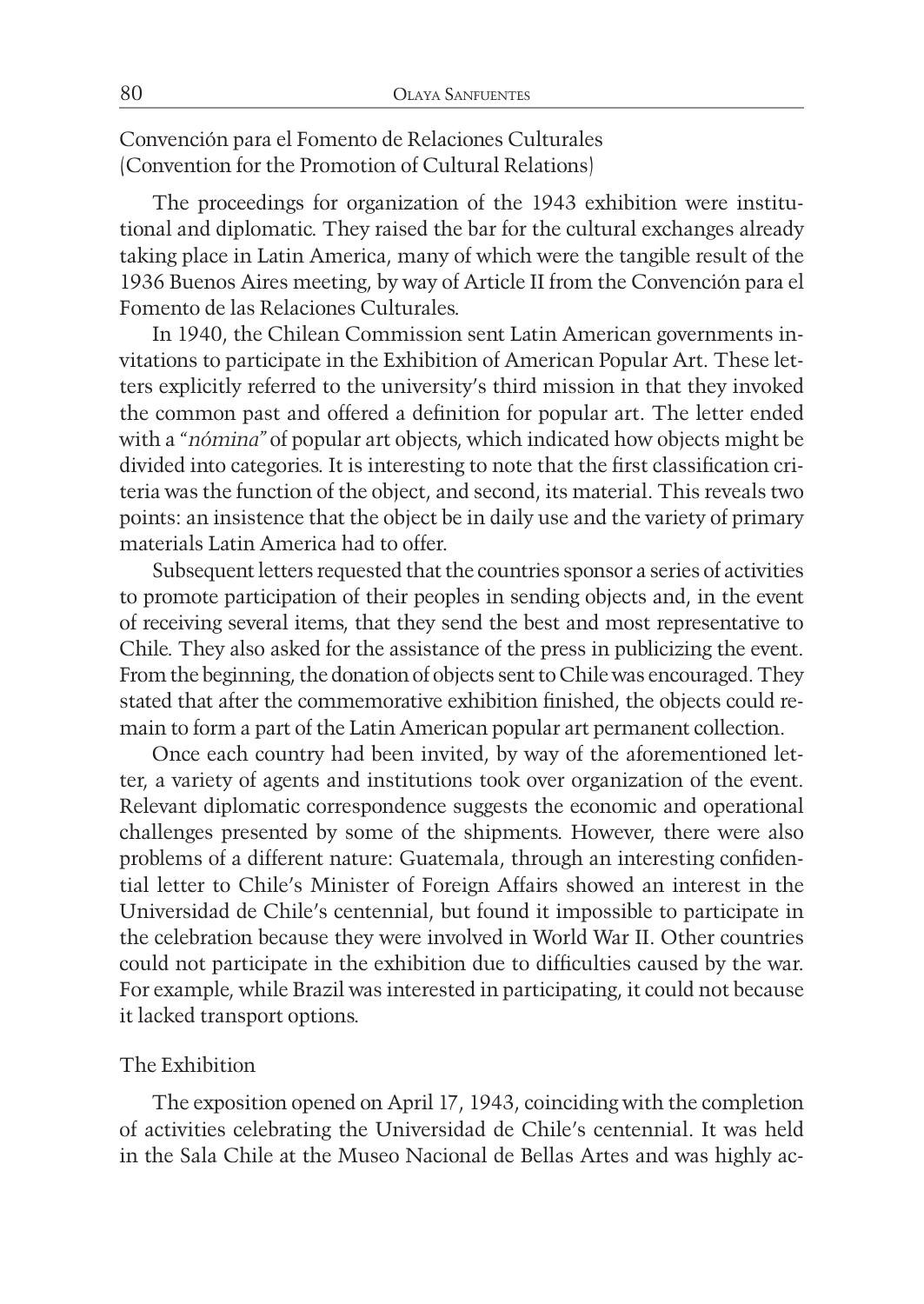## Convención para el Fomento de Relaciones Culturales (Convention for the Promotion of Cultural Relations)

The proceedings for organization of the 1943 exhibition were institutional and diplomatic. They raised the bar for the cultural exchanges already taking place in Latin America, many of which were the tangible result of the 1936 Buenos Aires meeting, by way of Article II from the Convención para el Fomento de las Relaciones Culturales.

In 1940, the Chilean Commission sent Latin American governments invitations to participate in the Exhibition of American Popular Art. These letters explicitly referred to the university's third mission in that they invoked the common past and offered a definition for popular art. The letter ended with a "*nómina*" of popular art objects, which indicated how objects might be divided into categories. It is interesting to note that the first classification criteria was the function of the object, and second, its material. This reveals two points: an insistence that the object be in daily use and the variety of primary materials Latin America had to offer.

Subsequent letters requested that the countries sponsor a series of activities to promote participation of their peoples in sending objects and, in the event of receiving several items, that they send the best and most representative to Chile. They also asked for the assistance of the press in publicizing the event. From the beginning, the donation of objects sent to Chile was encouraged. They stated that after the commemorative exhibition finished, the objects could remain to form a part of the Latin American popular art permanent collection.

Once each country had been invited, by way of the aforementioned letter, a variety of agents and institutions took over organization of the event. Relevant diplomatic correspondence suggests the economic and operational challenges presented by some of the shipments. However, there were also problems of a different nature: Guatemala, through an interesting confidential letter to Chile's Minister of Foreign Affairs showed an interest in the Universidad de Chile's centennial, but found it impossible to participate in the celebration because they were involved in World War II. Other countries could not participate in the exhibition due to difficulties caused by the war. For example, while Brazil was interested in participating, it could not because it lacked transport options.

## The Exhibition

The exposition opened on April 17, 1943, coinciding with the completion of activities celebrating the Universidad de Chile's centennial. It was held in the Sala Chile at the Museo Nacional de Bellas Artes and was highly ac-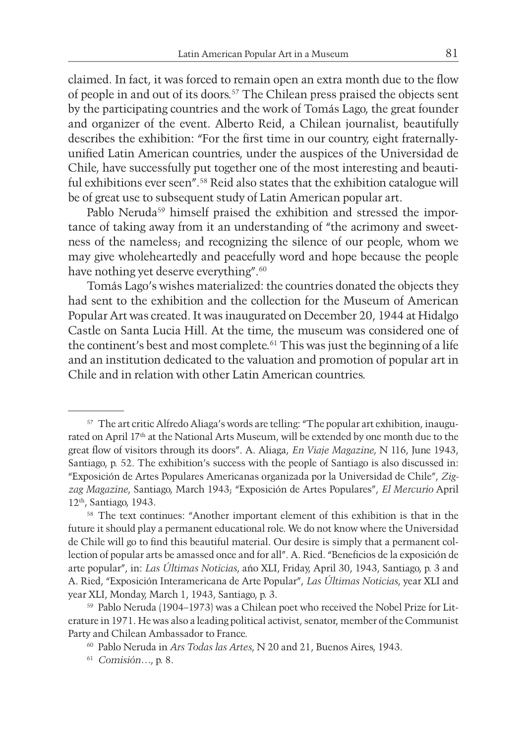claimed. In fact, it was forced to remain open an extra month due to the flow of people in and out of its doors.[57] The Chilean press praised the objects sent by the participating countries and the work of Tomás Lago, the great founder and organizer of the event. Alberto Reid, a Chilean journalist, beautifully describes the exhibition: "For the first time in our country, eight fraternally-unified Latin American countries, under the auspices of the Universidad de Chile, have successfully put together one of the most interesting and beautiful exhibitions ever seen".[58] Reid also states that the exhibition catalogue will be of great use to subsequent study of Latin American popular art.

Pablo Neruda[59] himself praised the exhibition and stressed the importance of taking away from it an understanding of "the acrimony and sweetness of the nameless; and recognizing the silence of our people, whom we may give wholeheartedly and peacefully word and hope because the people have nothing yet deserve everything".[60]

Tomás Lago's wishes materialized: the countries donated the objects they had sent to the exhibition and the collection for the Museum of American Popular Art was created. It was inaugurated on December 20, 1944 at Hidalgo Castle on Santa Lucia Hill. At the time, the museum was considered one of the continent's best and most complete.[61] This was just the beginning of a life and an institution dedicated to the valuation and promotion of popular art in Chile and in relation with other Latin American countries.

---

[57] The art critic Alfredo Aliaga's words are telling: "The popular art exhibition, inaugurated on April 17th at the National Arts Museum, will be extended by one month due to the great flow of visitors through its doors". A. Aliaga, *En Viaje Magazine*, N 116, June 1943, Santiago, p. 52. The exhibition's success with the people of Santiago is also discussed in: "Exposición de Artes Populares Americanas organizada por la Universidad de Chile", *Zig-zag Magazine*, Santiago, March 1943; "Exposición de Artes Populares", *El Mercurio* April 12th, Santiago, 1943.

[58] The text continues: "Another important element of this exhibition is that in the future it should play a permanent educational role. We do not know where the Universidad de Chile will go to find this beautiful material. Our desire is simply that a permanent collection of popular arts be amassed once and for all". A. Ried. "Beneficios de la exposición de arte popular", in: *Las Últimas Noticias*, ańo XLI, Friday, April 30, 1943, Santiago, p. 3 and A. Ried, "Exposición Interamericana de Arte Popular", *Las Últimas Noticias*, year XLI and year XLI, Monday, March 1, 1943, Santiago, p. 3.

[59] Pablo Neruda (1904–1973) was a Chilean poet who received the Nobel Prize for Literature in 1971. He was also a leading political activist, senator, member of the Communist Party and Chilean Ambassador to France.

[60] Pablo Neruda in *Ars Todas las Artes*, N 20 and 21, Buenos Aires, 1943.

[61] *Comisión*…, p. 8.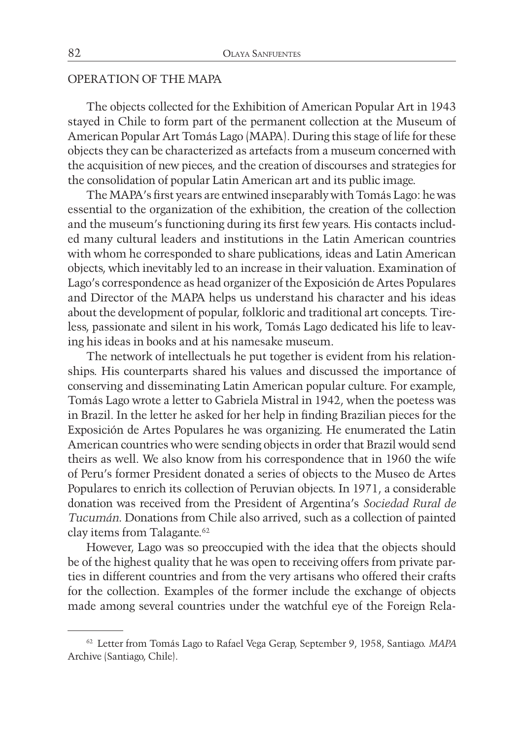## OPERATION OF THE MAPA

The objects collected for the Exhibition of American Popular Art in 1943 stayed in Chile to form part of the permanent collection at the Museum of American Popular Art Tomás Lago (MAPA). During this stage of life for these objects they can be characterized as artefacts from a museum concerned with the acquisition of new pieces, and the creation of discourses and strategies for the consolidation of popular Latin American art and its public image.

The MAPA's first years are entwined inseparably with Tomás Lago: he was essential to the organization of the exhibition, the creation of the collection and the museum's functioning during its first few years. His contacts included many cultural leaders and institutions in the Latin American countries with whom he corresponded to share publications, ideas and Latin American objects, which inevitably led to an increase in their valuation. Examination of Lago's correspondence as head organizer of the Exposición de Artes Populares and Director of the MAPA helps us understand his character and his ideas about the development of popular, folkloric and traditional art concepts. Tireless, passionate and silent in his work, Tomás Lago dedicated his life to leaving his ideas in books and at his namesake museum.

The network of intellectuals he put together is evident from his relationships. His counterparts shared his values and discussed the importance of conserving and disseminating Latin American popular culture. For example, Tomás Lago wrote a letter to Gabriela Mistral in 1942, when the poetess was in Brazil. In the letter he asked for her help in finding Brazilian pieces for the Exposición de Artes Populares he was organizing. He enumerated the Latin American countries who were sending objects in order that Brazil would send theirs as well. We also know from his correspondence that in 1960 the wife of Peru's former President donated a series of objects to the Museo de Artes Populares to enrich its collection of Peruvian objects. In 1971, a considerable donation was received from the President of Argentina's *Sociedad Rural de Tucumán*. Donations from Chile also arrived, such as a collection of painted clay items from Talagante.[62]

However, Lago was so preoccupied with the idea that the objects should be of the highest quality that he was open to receiving offers from private parties in different countries and from the very artisans who offered their crafts for the collection. Examples of the former include the exchange of objects made among several countries under the watchful eye of the Foreign Rela-

[62] Letter from Tomás Lago to Rafael Vega Gerap, September 9, 1958, Santiago. *MAPA* Archive (Santiago, Chile).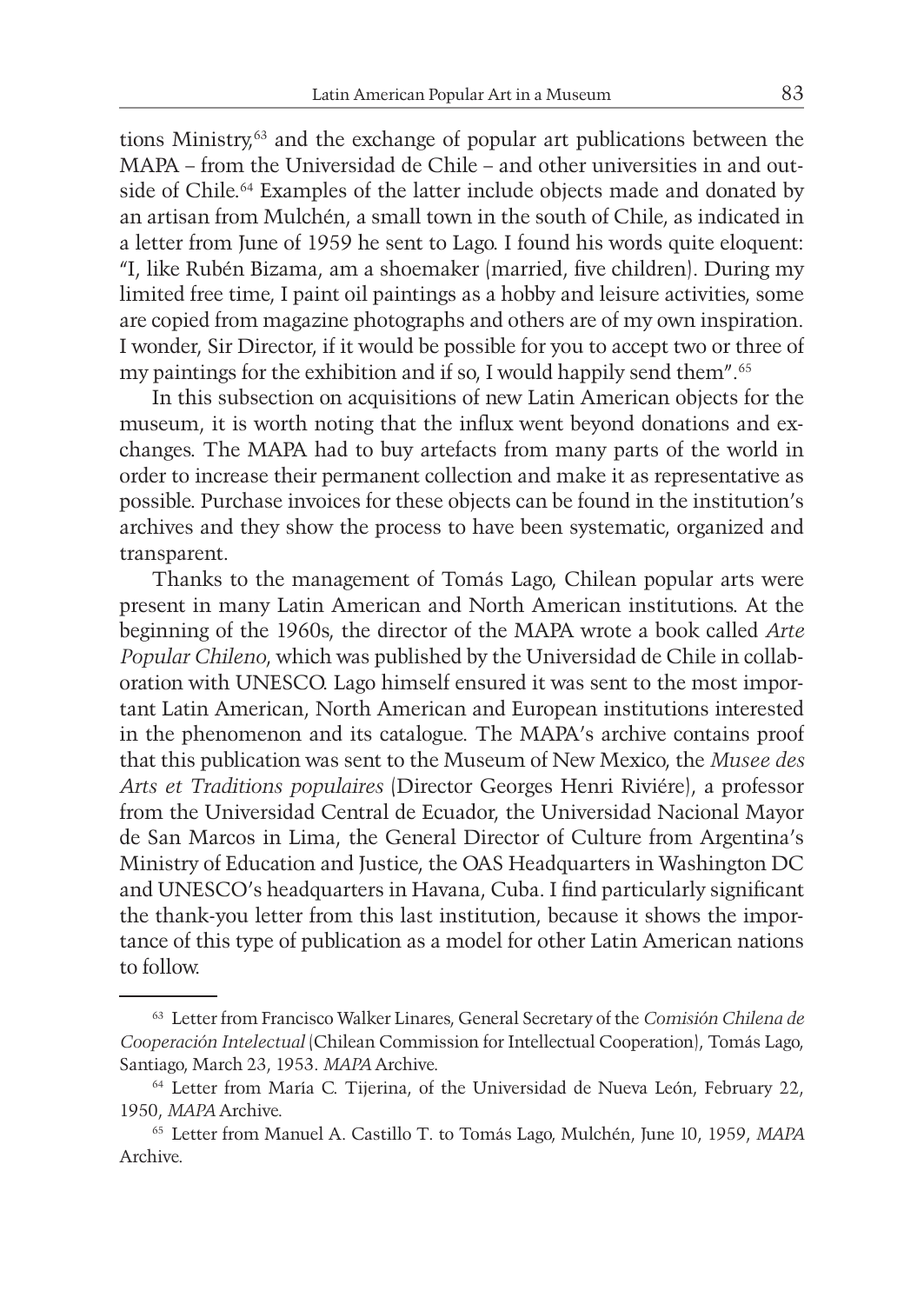tions Ministry,[63] and the exchange of popular art publications between the MAPA – from the Universidad de Chile – and other universities in and outside of Chile.[64] Examples of the latter include objects made and donated by an artisan from Mulchén, a small town in the south of Chile, as indicated in a letter from June of 1959 he sent to Lago. I found his words quite eloquent: "I, like Rubén Bizama, am a shoemaker (married, five children). During my limited free time, I paint oil paintings as a hobby and leisure activities, some are copied from magazine photographs and others are of my own inspiration. I wonder, Sir Director, if it would be possible for you to accept two or three of my paintings for the exhibition and if so, I would happily send them".[65]

In this subsection on acquisitions of new Latin American objects for the museum, it is worth noting that the influx went beyond donations and exchanges. The MAPA had to buy artefacts from many parts of the world in order to increase their permanent collection and make it as representative as possible. Purchase invoices for these objects can be found in the institution's archives and they show the process to have been systematic, organized and transparent.

Thanks to the management of Tomás Lago, Chilean popular arts were present in many Latin American and North American institutions. At the beginning of the 1960s, the director of the MAPA wrote a book called *Arte Popular Chileno*, which was published by the Universidad de Chile in collaboration with UNESCO. Lago himself ensured it was sent to the most important Latin American, North American and European institutions interested in the phenomenon and its catalogue. The MAPA's archive contains proof that this publication was sent to the Museum of New Mexico, the *Musee des Arts et Traditions populaires* (Director Georges Henri Riviére), a professor from the Universidad Central de Ecuador, the Universidad Nacional Mayor de San Marcos in Lima, the General Director of Culture from Argentina's Ministry of Education and Justice, the OAS Headquarters in Washington DC and UNESCO's headquarters in Havana, Cuba. I find particularly significant the thank-you letter from this last institution, because it shows the importance of this type of publication as a model for other Latin American nations to follow.

---

[63] Letter from Francisco Walker Linares, General Secretary of the *Comisión Chilena de Cooperación Intelectual* (Chilean Commission for Intellectual Cooperation), Tomás Lago, Santiago, March 23, 1953. *MAPA* Archive.

[64] Letter from María C. Tijerina, of the Universidad de Nueva León, February 22, 1950, *MAPA* Archive.

[65] Letter from Manuel A. Castillo T. to Tomás Lago, Mulchén, June 10, 1959, *MAPA* Archive.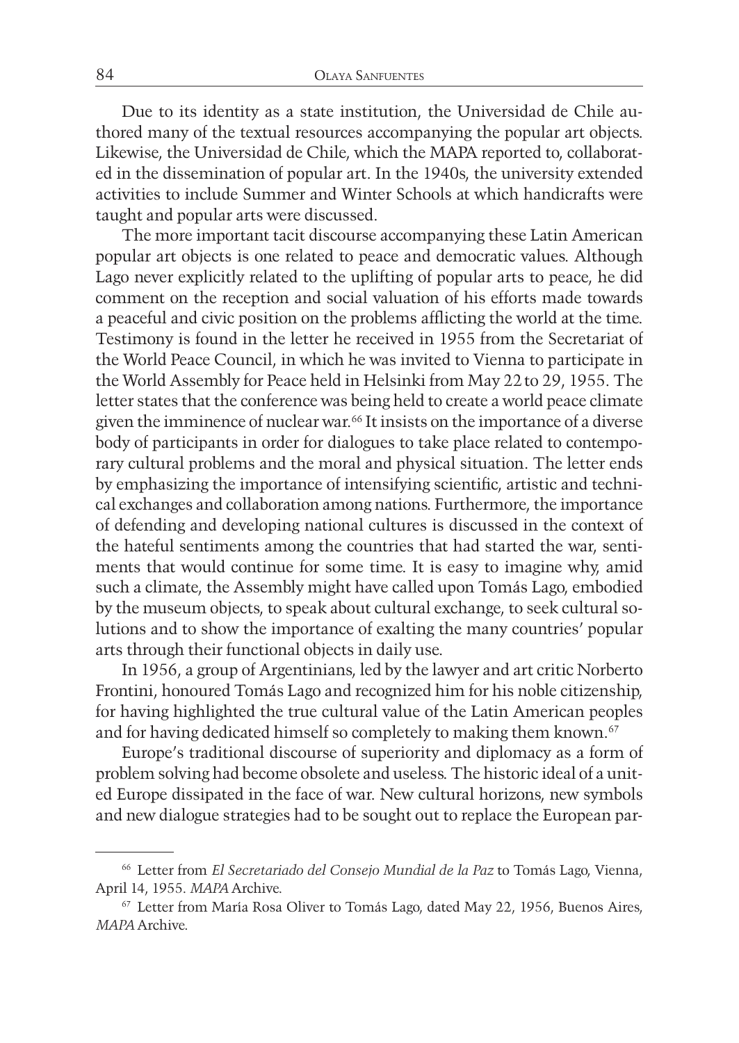Due to its identity as a state institution, the Universidad de Chile authored many of the textual resources accompanying the popular art objects. Likewise, the Universidad de Chile, which the MAPA reported to, collaborated in the dissemination of popular art. In the 1940s, the university extended activities to include Summer and Winter Schools at which handicrafts were taught and popular arts were discussed.

The more important tacit discourse accompanying these Latin American popular art objects is one related to peace and democratic values. Although Lago never explicitly related to the uplifting of popular arts to peace, he did comment on the reception and social valuation of his efforts made towards a peaceful and civic position on the problems afflicting the world at the time. Testimony is found in the letter he received in 1955 from the Secretariat of the World Peace Council, in which he was invited to Vienna to participate in the World Assembly for Peace held in Helsinki from May 22 to 29, 1955. The letter states that the conference was being held to create a world peace climate given the imminence of nuclear war.[66] It insists on the importance of a diverse body of participants in order for dialogues to take place related to contemporary cultural problems and the moral and physical situation. The letter ends by emphasizing the importance of intensifying scientific, artistic and technical exchanges and collaboration among nations. Furthermore, the importance of defending and developing national cultures is discussed in the context of the hateful sentiments among the countries that had started the war, sentiments that would continue for some time. It is easy to imagine why, amid such a climate, the Assembly might have called upon Tomás Lago, embodied by the museum objects, to speak about cultural exchange, to seek cultural solutions and to show the importance of exalting the many countries' popular arts through their functional objects in daily use.

In 1956, a group of Argentinians, led by the lawyer and art critic Norberto Frontini, honoured Tomás Lago and recognized him for his noble citizenship, for having highlighted the true cultural value of the Latin American peoples and for having dedicated himself so completely to making them known.[67]

Europe's traditional discourse of superiority and diplomacy as a form of problem solving had become obsolete and useless. The historic ideal of a united Europe dissipated in the face of war. New cultural horizons, new symbols and new dialogue strategies had to be sought out to replace the European par-

---

[66] Letter from *El Secretariado del Consejo Mundial de la Paz* to Tomás Lago, Vienna, April 14, 1955. *MAPA* Archive.

[67] Letter from María Rosa Oliver to Tomás Lago, dated May 22, 1956, Buenos Aires, *MAPA* Archive.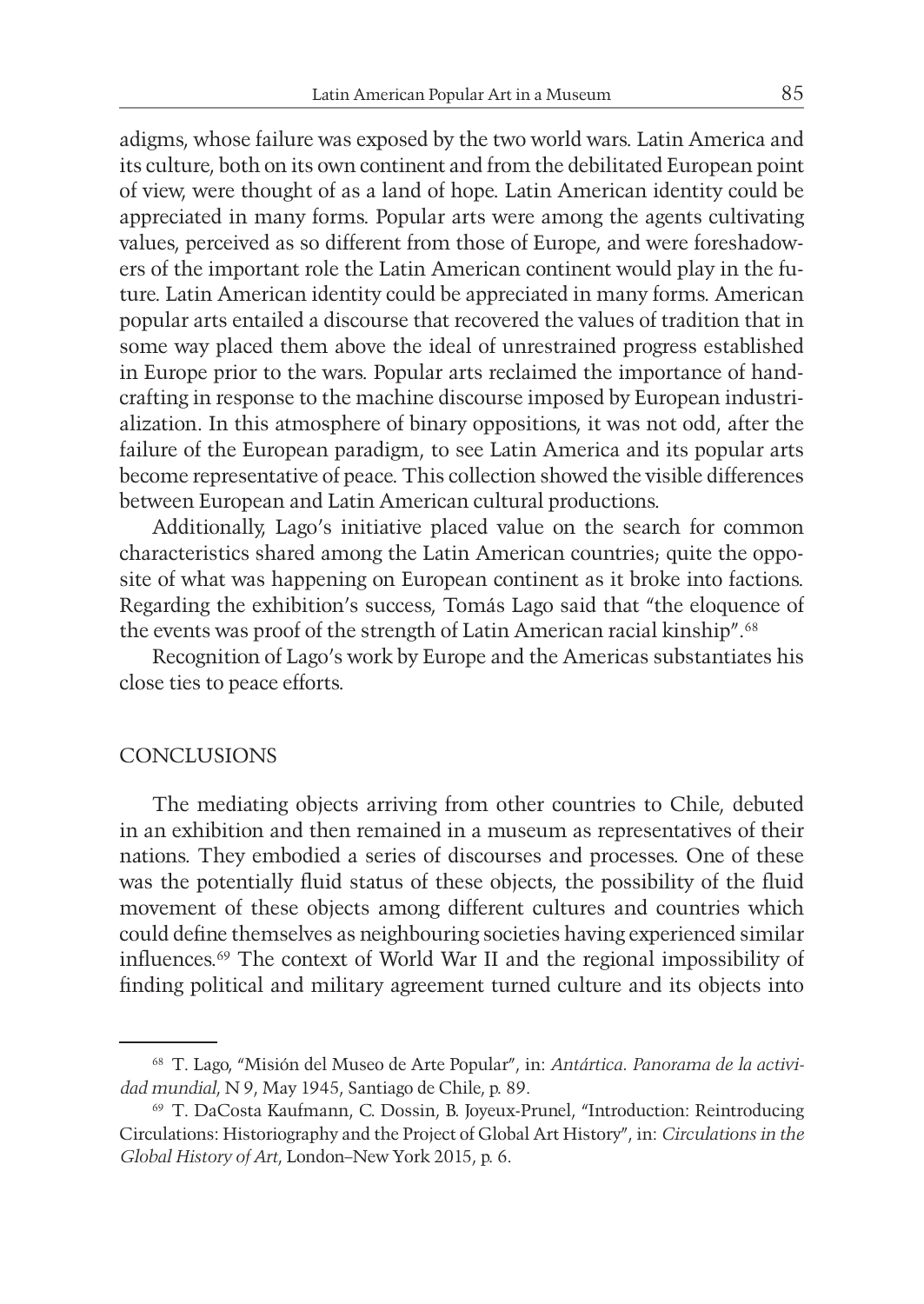adigms, whose failure was exposed by the two world wars. Latin America and its culture, both on its own continent and from the debilitated European point of view, were thought of as a land of hope. Latin American identity could be appreciated in many forms. Popular arts were among the agents cultivating values, perceived as so different from those of Europe, and were foreshadowers of the important role the Latin American continent would play in the future. Latin American identity could be appreciated in many forms. American popular arts entailed a discourse that recovered the values of tradition that in some way placed them above the ideal of unrestrained progress established in Europe prior to the wars. Popular arts reclaimed the importance of handcrafting in response to the machine discourse imposed by European industrialization. In this atmosphere of binary oppositions, it was not odd, after the failure of the European paradigm, to see Latin America and its popular arts become representative of peace. This collection showed the visible differences between European and Latin American cultural productions.

Additionally, Lago's initiative placed value on the search for common characteristics shared among the Latin American countries; quite the opposite of what was happening on European continent as it broke into factions. Regarding the exhibition's success, Tomás Lago said that "the eloquence of the events was proof of the strength of Latin American racial kinship".[68]

Recognition of Lago's work by Europe and the Americas substantiates his close ties to peace efforts.

## CONCLUSIONS

The mediating objects arriving from other countries to Chile, debuted in an exhibition and then remained in a museum as representatives of their nations. They embodied a series of discourses and processes. One of these was the potentially fluid status of these objects, the possibility of the fluid movement of these objects among different cultures and countries which could define themselves as neighbouring societies having experienced similar influences.[69] The context of World War II and the regional impossibility of finding political and military agreement turned culture and its objects into

---

[68] T. Lago, "Misión del Museo de Arte Popular", in: *Antártica. Panorama de la actividad mundial*, N 9, May 1945, Santiago de Chile, p. 89.

[69] T. DaCosta Kaufmann, C. Dossin, B. Joyeux-Prunel, "Introduction: Reintroducing Circulations: Historiography and the Project of Global Art History", in: *Circulations in the Global History of Art*, London–New York 2015, p. 6.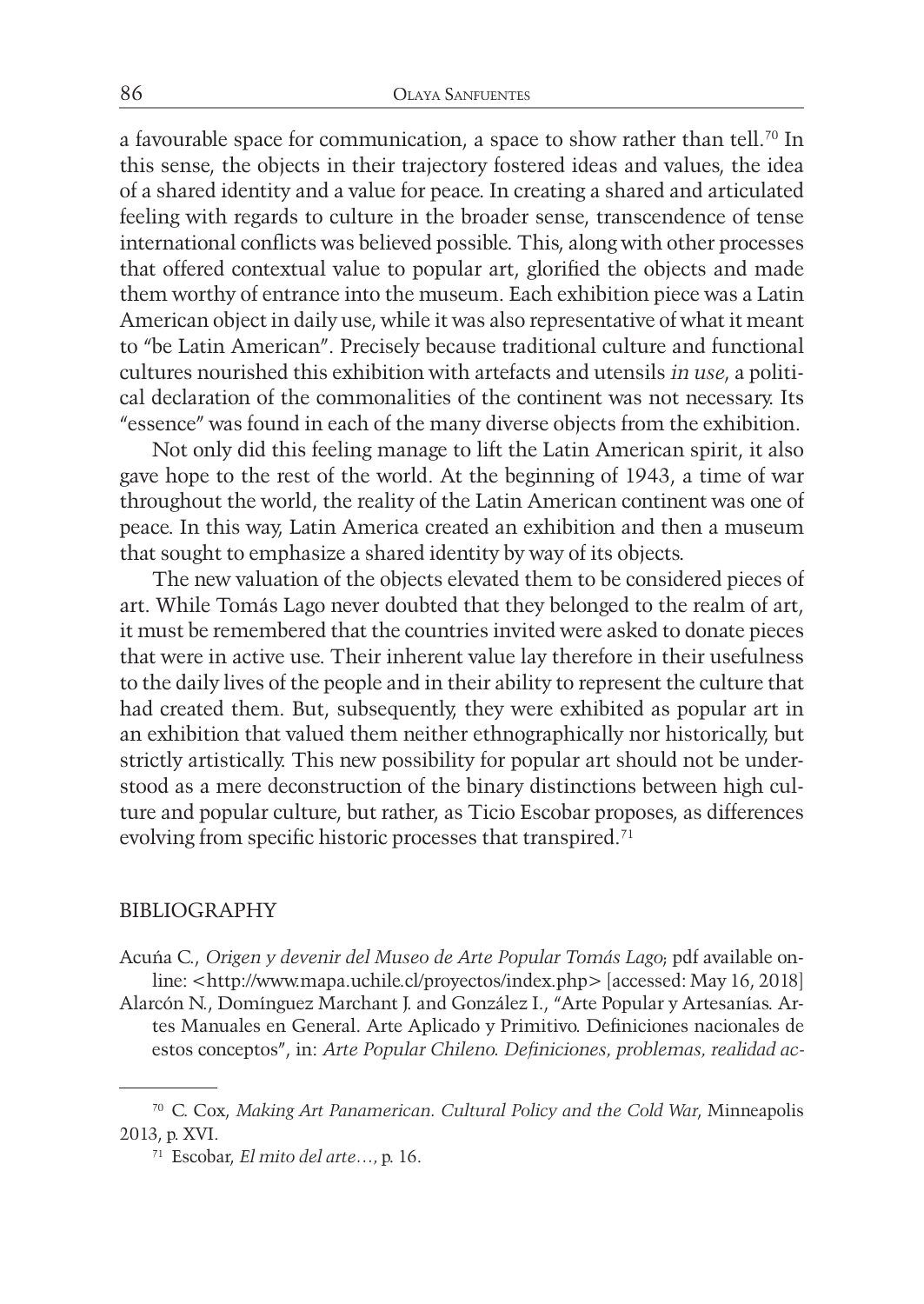a favourable space for communication, a space to show rather than tell.[70] In this sense, the objects in their trajectory fostered ideas and values, the idea of a shared identity and a value for peace. In creating a shared and articulated feeling with regards to culture in the broader sense, transcendence of tense international conflicts was believed possible. This, along with other processes that offered contextual value to popular art, glorified the objects and made them worthy of entrance into the museum. Each exhibition piece was a Latin American object in daily use, while it was also representative of what it meant to "be Latin American". Precisely because traditional culture and functional cultures nourished this exhibition with artefacts and utensils *in use*, a political declaration of the commonalities of the continent was not necessary. Its "essence" was found in each of the many diverse objects from the exhibition.

Not only did this feeling manage to lift the Latin American spirit, it also gave hope to the rest of the world. At the beginning of 1943, a time of war throughout the world, the reality of the Latin American continent was one of peace. In this way, Latin America created an exhibition and then a museum that sought to emphasize a shared identity by way of its objects.

The new valuation of the objects elevated them to be considered pieces of art. While Tomás Lago never doubted that they belonged to the realm of art, it must be remembered that the countries invited were asked to donate pieces that were in active use. Their inherent value lay therefore in their usefulness to the daily lives of the people and in their ability to represent the culture that had created them. But, subsequently, they were exhibited as popular art in an exhibition that valued them neither ethnographically nor historically, but strictly artistically. This new possibility for popular art should not be understood as a mere deconstruction of the binary distinctions between high culture and popular culture, but rather, as Ticio Escobar proposes, as differences evolving from specific historic processes that transpired.[71]

## BIBLIOGRAPHY

Acuña C., *Origen y devenir del Museo de Arte Popular Tomás Lago*; pdf available online: <http://www.mapa.uchile.cl/proyectos/index.php> [accessed: May 16, 2018]

Alarcón N., Domínguez Marchant J. and González I., "Arte Popular y Artesanías. Artes Manuales en General. Arte Aplicado y Primitivo. Definiciones nacionales de estos conceptos", in: *Arte Popular Chileno. Definiciones, problemas, realidad ac-*

---

[70] C. Cox, *Making Art Panamerican. Cultural Policy and the Cold War*, Minneapolis 2013, p. XVI.

[71] Escobar, *El mito del arte…*, p. 16.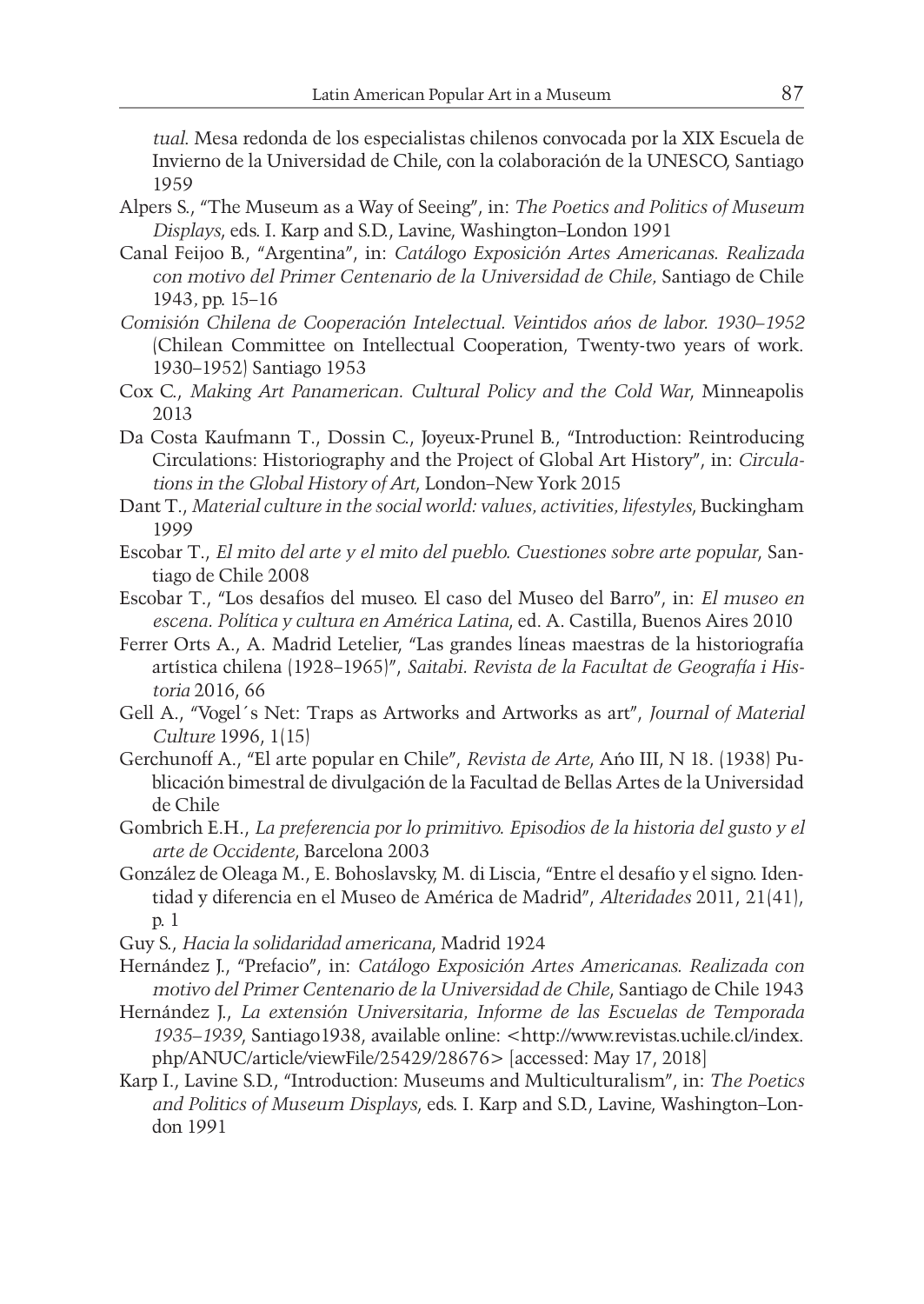*tual*. Mesa redonda de los especialistas chilenos convocada por la XIX Escuela de Invierno de la Universidad de Chile, con la colaboración de la UNESCO, Santiago 1959

Alpers S., "The Museum as a Way of Seeing", in: *The Poetics and Politics of Museum Displays*, eds. I. Karp and S.D., Lavine, Washington–London 1991

Canal Feijoo B., "Argentina", in: *Catálogo Exposición Artes Americanas. Realizada con motivo del Primer Centenario de la Universidad de Chile,* Santiago de Chile 1943, pp. 15–16

*Comisión Chilena de Cooperación Intelectual. Veintidos años de labor. 1930–1952* (Chilean Committee on Intellectual Cooperation, Twenty-two years of work. 1930–1952) Santiago 1953

Cox C., *Making Art Panamerican. Cultural Policy and the Cold War*, Minneapolis 2013

Da Costa Kaufmann T., Dossin C., Joyeux-Prunel B., "Introduction: Reintroducing Circulations: Historiography and the Project of Global Art History", in: *Circulations in the Global History of Art*, London–New York 2015

Dant T., *Material culture in the social world: values, activities, lifestyles*, Buckingham 1999

Escobar T., *El mito del arte y el mito del pueblo. Cuestiones sobre arte popular*, Santiago de Chile 2008

Escobar T., "Los desafíos del museo. El caso del Museo del Barro", in: *El museo en escena. Política y cultura en América Latina*, ed. A. Castilla, Buenos Aires 2010

Ferrer Orts A., A. Madrid Letelier, "Las grandes líneas maestras de la historiografía artística chilena (1928–1965)", *Saitabi. Revista de la Facultat de Geografía i Historia* 2016, 66

Gell A., "Vogel´s Net: Traps as Artworks and Artworks as art", *Journal of Material Culture* 1996, 1(15)

Gerchunoff A., "El arte popular en Chile", *Revista de Arte*, Año III, N 18. (1938) Publicación bimestral de divulgación de la Facultad de Bellas Artes de la Universidad de Chile

Gombrich E.H., *La preferencia por lo primitivo. Episodios de la historia del gusto y el arte de Occidente*, Barcelona 2003

González de Oleaga M., E. Bohoslavsky, M. di Liscia, "Entre el desafío y el signo. Identidad y diferencia en el Museo de América de Madrid", *Alteridades* 2011, 21(41), p. 1

Guy S., *Hacia la solidaridad americana*, Madrid 1924

Hernández J., "Prefacio", in: *Catálogo Exposición Artes Americanas. Realizada con motivo del Primer Centenario de la Universidad de Chile*, Santiago de Chile 1943

Hernández J., *La extensión Universitaria, Informe de las Escuelas de Temporada 1935–1939*, Santiago1938, available online: <http://www.revistas.uchile.cl/index.php/ANUC/article/viewFile/25429/28676> [accessed: May 17, 2018]

Karp I., Lavine S.D., "Introduction: Museums and Multiculturalism", in: *The Poetics and Politics of Museum Displays*, eds. I. Karp and S.D., Lavine, Washington–London 1991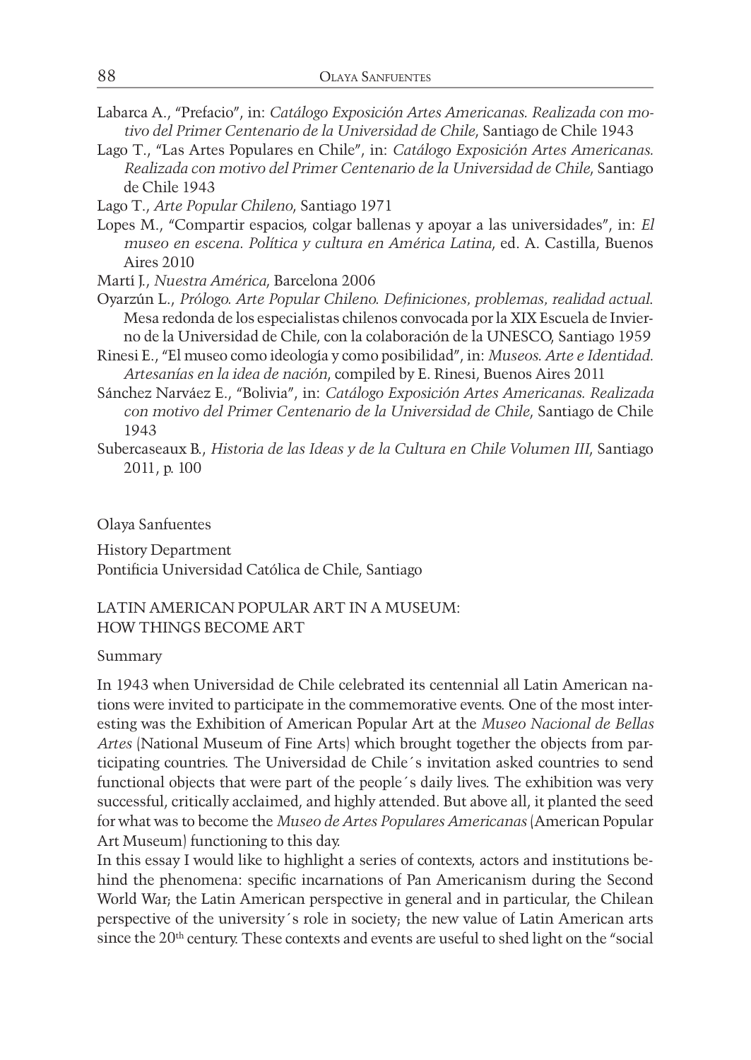Labarca A., "Prefacio", in: *Catálogo Exposición Artes Americanas. Realizada con motivo del Primer Centenario de la Universidad de Chile*, Santiago de Chile 1943

Lago T., "Las Artes Populares en Chile", in: *Catálogo Exposición Artes Americanas. Realizada con motivo del Primer Centenario de la Universidad de Chile*, Santiago de Chile 1943

Lago T., *Arte Popular Chileno*, Santiago 1971

Lopes M., "Compartir espacios, colgar ballenas y apoyar a las universidades", in: *El museo en escena. Política y cultura en América Latina*, ed. A. Castilla, Buenos Aires 2010

Martí J., *Nuestra América*, Barcelona 2006

Oyarzún L., *Prólogo. Arte Popular Chileno. Definiciones, problemas, realidad actual.* Mesa redonda de los especialistas chilenos convocada por la XIX Escuela de Invierno de la Universidad de Chile, con la colaboración de la UNESCO, Santiago 1959

Rinesi E., "El museo como ideología y como posibilidad", in: *Museos. Arte e Identidad. Artesanías en la idea de nación*, compiled by E. Rinesi, Buenos Aires 2011

Sánchez Narváez E., "Bolivia", in: *Catálogo Exposición Artes Americanas. Realizada con motivo del Primer Centenario de la Universidad de Chile*, Santiago de Chile 1943

Subercaseaux B., *Historia de las Ideas y de la Cultura en Chile Volumen III*, Santiago 2011, p. 100

Olaya Sanfuentes

History Department
Pontificia Universidad Católica de Chile, Santiago

## LATIN AMERICAN POPULAR ART IN A MUSEUM: HOW THINGS BECOME ART

Summary

In 1943 when Universidad de Chile celebrated its centennial all Latin American nations were invited to participate in the commemorative events. One of the most interesting was the Exhibition of American Popular Art at the *Museo Nacional de Bellas Artes* (National Museum of Fine Arts) which brought together the objects from participating countries. The Universidad de Chile´s invitation asked countries to send functional objects that were part of the people´s daily lives. The exhibition was very successful, critically acclaimed, and highly attended. But above all, it planted the seed for what was to become the *Museo de Artes Populares Americanas* (American Popular Art Museum) functioning to this day.

In this essay I would like to highlight a series of contexts, actors and institutions behind the phenomena: specific incarnations of Pan Americanism during the Second World War; the Latin American perspective in general and in particular, the Chilean perspective of the university´s role in society; the new value of Latin American arts since the 20th century. These contexts and events are useful to shed light on the "social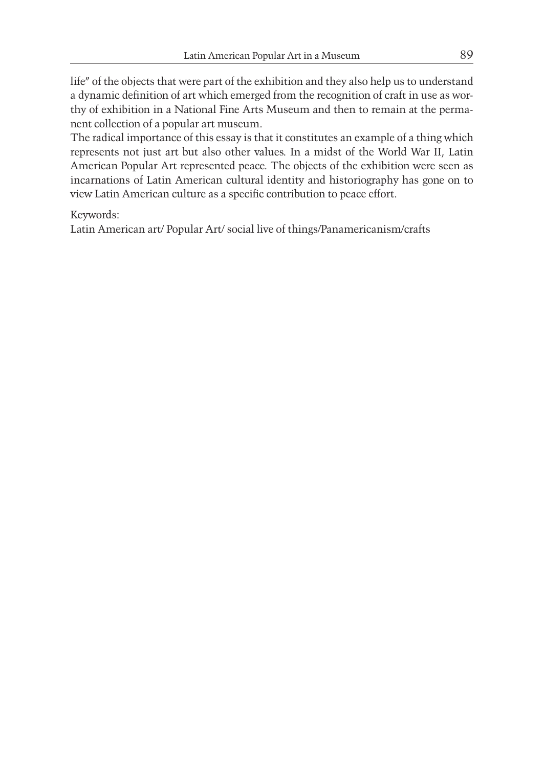life" of the objects that were part of the exhibition and they also help us to understand a dynamic definition of art which emerged from the recognition of craft in use as worthy of exhibition in a National Fine Arts Museum and then to remain at the permanent collection of a popular art museum.

The radical importance of this essay is that it constitutes an example of a thing which represents not just art but also other values. In a midst of the World War II, Latin American Popular Art represented peace. The objects of the exhibition were seen as incarnations of Latin American cultural identity and historiography has gone on to view Latin American culture as a specific contribution to peace effort.

Keywords:

Latin American art/ Popular Art/ social live of things/Panamericanism/crafts